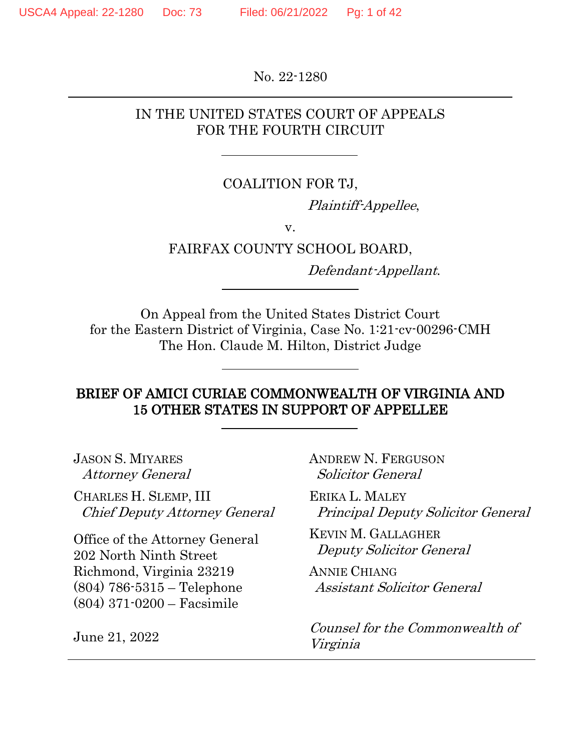No. 22-1280

---

IN THE UNITED STATES COURT OF APPEALS
FOR THE FOURTH CIRCUIT

---

COALITION FOR TJ,

*Plaintiff-Appellee*,

v.

FAIRFAX COUNTY SCHOOL BOARD,

*Defendant-Appellant*.

---

On Appeal from the United States District Court
for the Eastern District of Virginia, Case No. 1:21-cv-00296-CMH
The Hon. Claude M. Hilton, District Judge

---

**BRIEF OF AMICI CURIAE COMMONWEALTH OF VIRGINIA AND 15 OTHER STATES IN SUPPORT OF APPELLEE**

---

JASON S. MIYARES
*Attorney General*

CHARLES H. SLEMP, III
*Chief Deputy Attorney General*

Office of the Attorney General
202 North Ninth Street
Richmond, Virginia 23219
(804) 786-5315 – Telephone
(804) 371-0200 – Facsimile

June 21, 2022

ANDREW N. FERGUSON
*Solicitor General*

ERIKA L. MALEY
*Principal Deputy Solicitor General*

KEVIN M. GALLAGHER
*Deputy Solicitor General*

ANNIE CHIANG
*Assistant Solicitor General*

*Counsel for the Commonwealth of Virginia*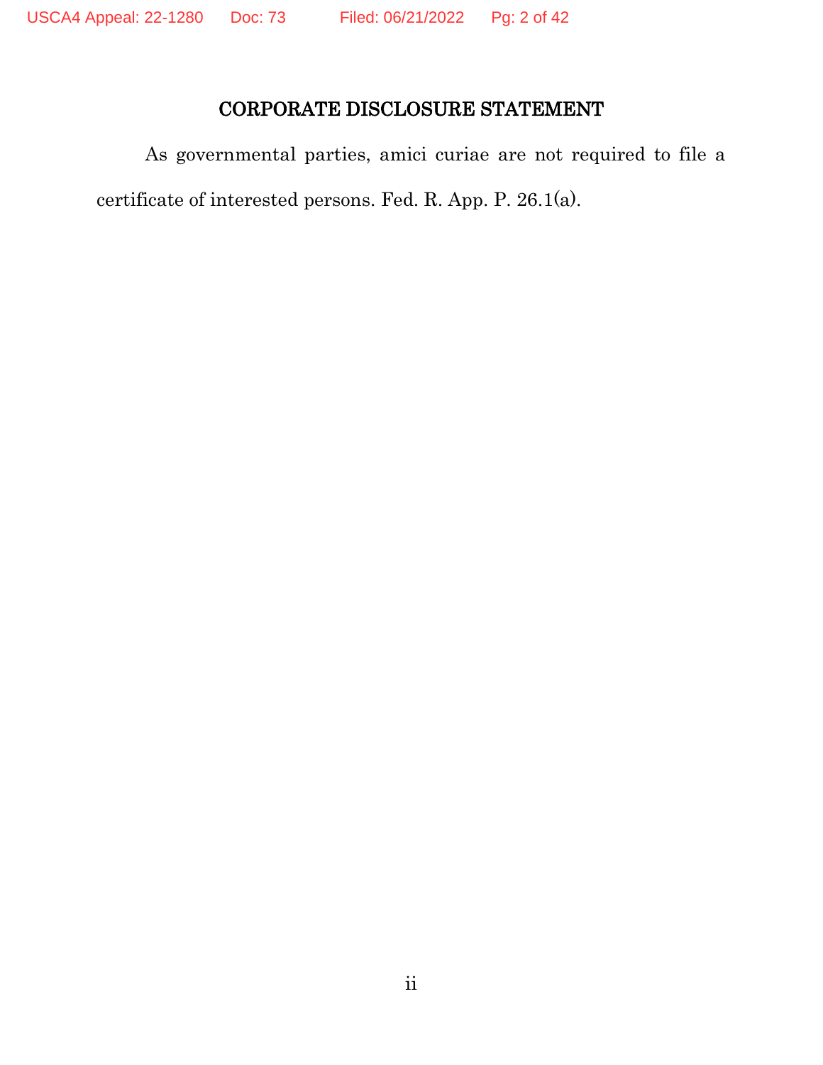## CORPORATE DISCLOSURE STATEMENT

As governmental parties, amici curiae are not required to file a certificate of interested persons. Fed. R. App. P. 26.1(a).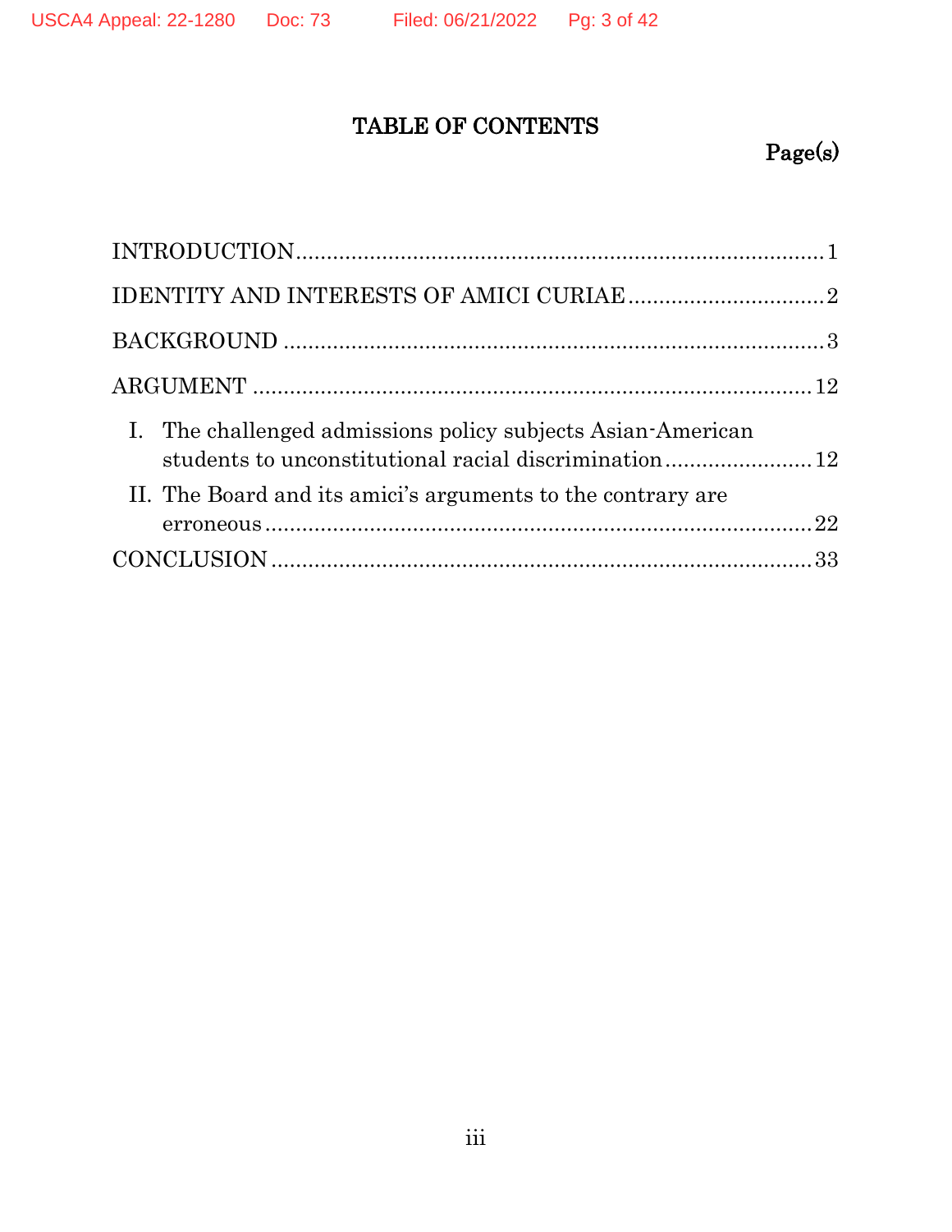# TABLE OF CONTENTS

| | Page(s) |
|---|---|
| INTRODUCTION | 1 |
| IDENTITY AND INTERESTS OF AMICI CURIAE | 2 |
| BACKGROUND | 3 |
| ARGUMENT | 12 |
| I. The challenged admissions policy subjects Asian-American students to unconstitutional racial discrimination | 12 |
| II. The Board and its amici's arguments to the contrary are erroneous | 22 |
| CONCLUSION | 33 |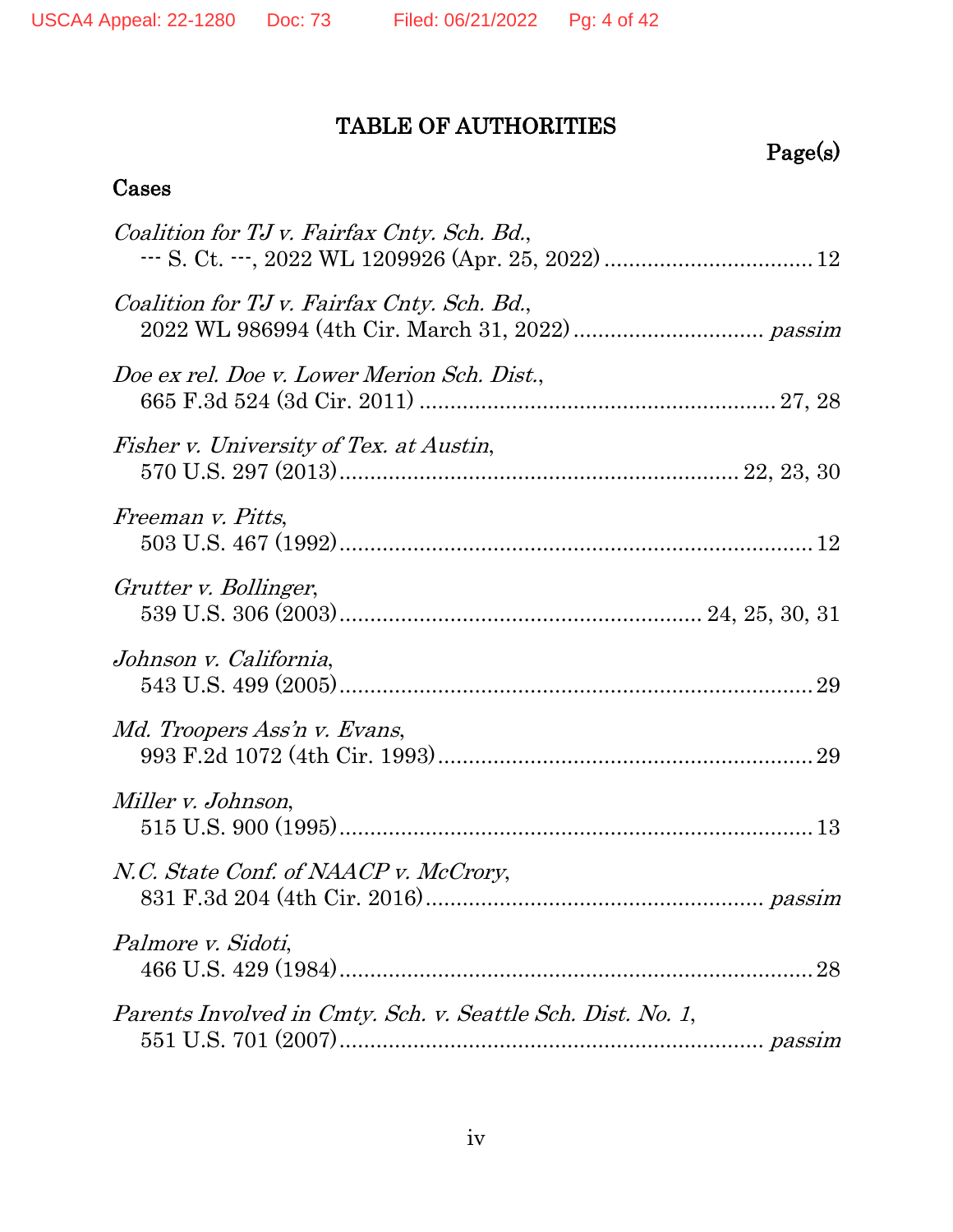# TABLE OF AUTHORITIES

Page(s)

## Cases

*Coalition for TJ v. Fairfax Cnty. Sch. Bd.*,
--- S. Ct. ---, 2022 WL 1209926 (Apr. 25, 2022) .................................. 12

*Coalition for TJ v. Fairfax Cnty. Sch. Bd.*,
2022 WL 986994 (4th Cir. March 31, 2022) .............................. *passim*

*Doe ex rel. Doe v. Lower Merion Sch. Dist.*,
665 F.3d 524 (3d Cir. 2011) ......................................................... 27, 28

*Fisher v. University of Tex. at Austin*,
570 U.S. 297 (2013) ................................................................ 22, 23, 30

*Freeman v. Pitts*,
503 U.S. 467 (1992) ............................................................................. 12

*Grutter v. Bollinger*,
539 U.S. 306 (2003) .......................................................... 24, 25, 30, 31

*Johnson v. California*,
543 U.S. 499 (2005) ............................................................................. 29

*Md. Troopers Ass'n v. Evans*,
993 F.2d 1072 (4th Cir. 1993) ............................................................ 29

*Miller v. Johnson*,
515 U.S. 900 (1995) ............................................................................. 13

*N.C. State Conf. of NAACP v. McCrory*,
831 F.3d 204 (4th Cir. 2016) ...................................................... *passim*

*Palmore v. Sidoti*,
466 U.S. 429 (1984) ............................................................................. 28

*Parents Involved in Cmty. Sch. v. Seattle Sch. Dist. No. 1*,
551 U.S. 701 (2007) .................................................................... *passim*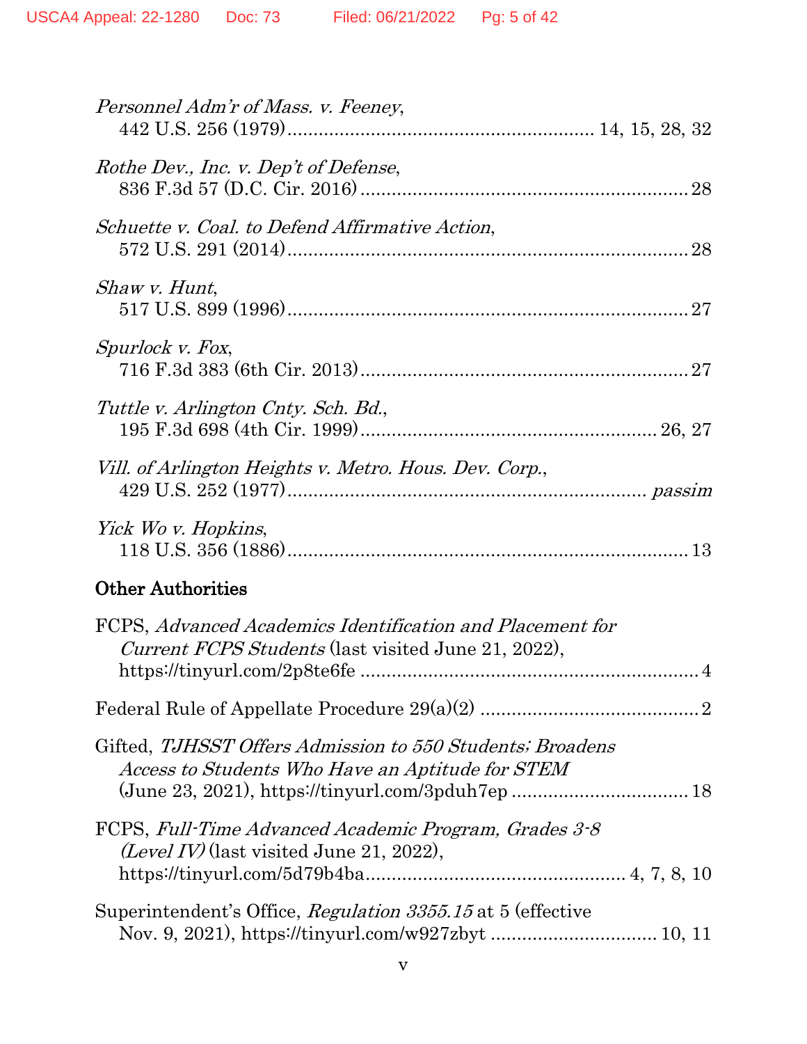*Personnel Adm'r of Mass. v. Feeney*,
442 U.S. 256 (1979) .......................................................... 14, 15, 28, 32

*Rothe Dev., Inc. v. Dep't of Defense*,
836 F.3d 57 (D.C. Cir. 2016) .............................................................. 28

*Schuette v. Coal. to Defend Affirmative Action*,
572 U.S. 291 (2014) ............................................................................ 28

*Shaw v. Hunt*,
517 U.S. 899 (1996) ............................................................................ 27

*Spurlock v. Fox*,
716 F.3d 383 (6th Cir. 2013) .............................................................. 27

*Tuttle v. Arlington Cnty. Sch. Bd.*,
195 F.3d 698 (4th Cir. 1999) ........................................................ 26, 27

*Vill. of Arlington Heights v. Metro. Hous. Dev. Corp.*,
429 U.S. 252 (1977) .................................................................... *passim*

*Yick Wo v. Hopkins*,
118 U.S. 356 (1886) ............................................................................ 13

**Other Authorities**

FCPS, *Advanced Academics Identification and Placement for Current FCPS Students* (last visited June 21, 2022), https://tinyurl.com/2p8te6fe ................................................................ 4

Federal Rule of Appellate Procedure 29(a)(2) .......................................... 2

Gifted, *TJHSST Offers Admission to 550 Students; Broadens Access to Students Who Have an Aptitude for STEM* (June 23, 2021), https://tinyurl.com/3pduh7ep ................................. 18

FCPS, *Full-Time Advanced Academic Program, Grades 3-8 (Level IV)* (last visited June 21, 2022), https://tinyurl.com/5d79b4ba................................................. 4, 7, 8, 10

Superintendent's Office, *Regulation 3355.15* at 5 (effective Nov. 9, 2021), https://tinyurl.com/w927zbyt ............................... 10, 11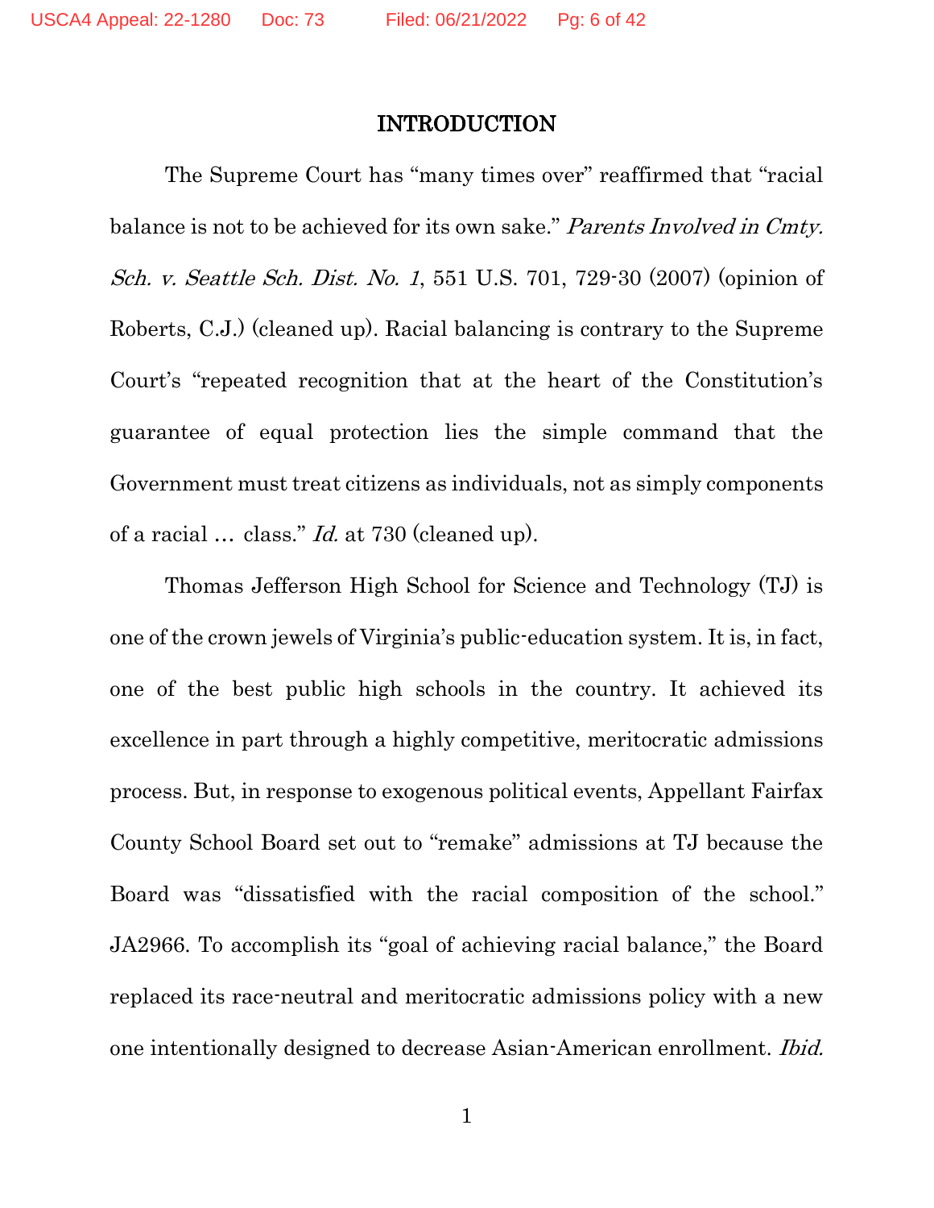## INTRODUCTION

The Supreme Court has "many times over" reaffirmed that "racial balance is not to be achieved for its own sake." *Parents Involved in Cmty. Sch. v. Seattle Sch. Dist. No. 1*, 551 U.S. 701, 729-30 (2007) (opinion of Roberts, C.J.) (cleaned up). Racial balancing is contrary to the Supreme Court's "repeated recognition that at the heart of the Constitution's guarantee of equal protection lies the simple command that the Government must treat citizens as individuals, not as simply components of a racial … class." *Id.* at 730 (cleaned up).

Thomas Jefferson High School for Science and Technology (TJ) is one of the crown jewels of Virginia's public-education system. It is, in fact, one of the best public high schools in the country. It achieved its excellence in part through a highly competitive, meritocratic admissions process. But, in response to exogenous political events, Appellant Fairfax County School Board set out to "remake" admissions at TJ because the Board was "dissatisfied with the racial composition of the school." JA2966. To accomplish its "goal of achieving racial balance," the Board replaced its race-neutral and meritocratic admissions policy with a new one intentionally designed to decrease Asian-American enrollment. *Ibid.*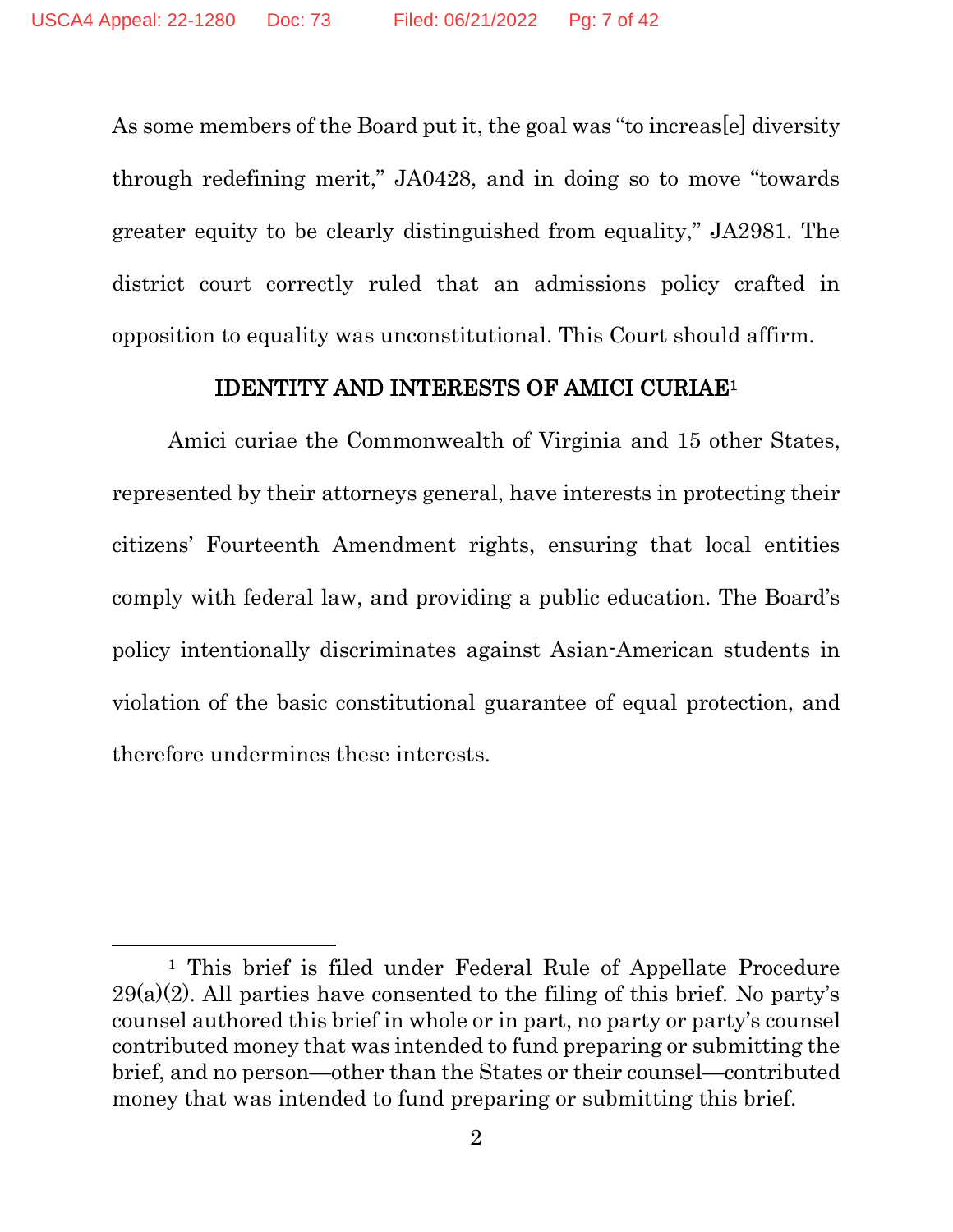As some members of the Board put it, the goal was "to increas[e] diversity through redefining merit," JA0428, and in doing so to move "towards greater equity to be clearly distinguished from equality," JA2981. The district court correctly ruled that an admissions policy crafted in opposition to equality was unconstitutional. This Court should affirm.

## IDENTITY AND INTERESTS OF AMICI CURIAE[1]

Amici curiae the Commonwealth of Virginia and 15 other States, represented by their attorneys general, have interests in protecting their citizens' Fourteenth Amendment rights, ensuring that local entities comply with federal law, and providing a public education. The Board's policy intentionally discriminates against Asian-American students in violation of the basic constitutional guarantee of equal protection, and therefore undermines these interests.

---

[1] This brief is filed under Federal Rule of Appellate Procedure 29(a)(2). All parties have consented to the filing of this brief. No party's counsel authored this brief in whole or in part, no party or party's counsel contributed money that was intended to fund preparing or submitting the brief, and no person—other than the States or their counsel—contributed money that was intended to fund preparing or submitting this brief.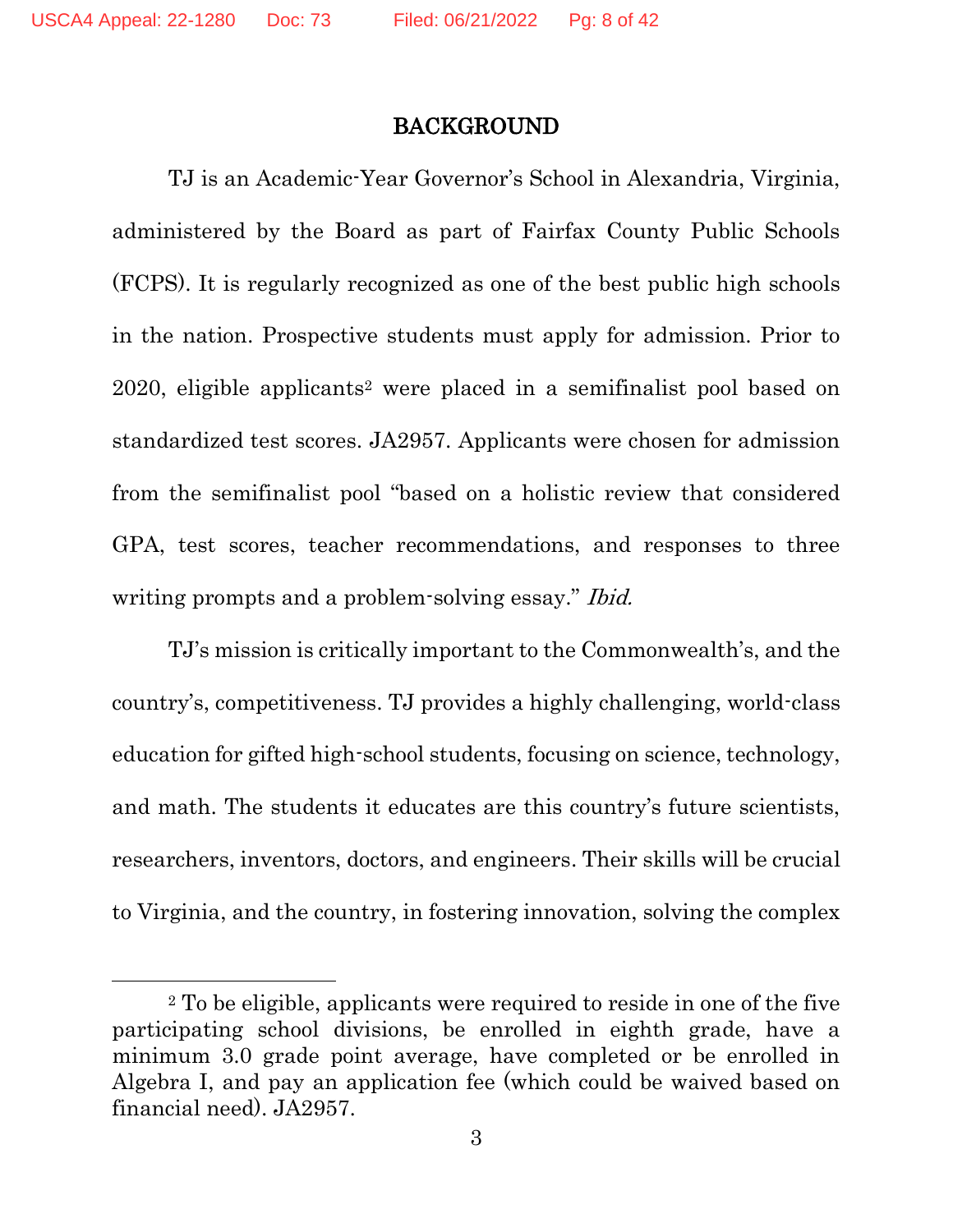## BACKGROUND

TJ is an Academic-Year Governor's School in Alexandria, Virginia, administered by the Board as part of Fairfax County Public Schools (FCPS). It is regularly recognized as one of the best public high schools in the nation. Prospective students must apply for admission. Prior to 2020, eligible applicants[2] were placed in a semifinalist pool based on standardized test scores. JA2957. Applicants were chosen for admission from the semifinalist pool "based on a holistic review that considered GPA, test scores, teacher recommendations, and responses to three writing prompts and a problem-solving essay." *Ibid.*

TJ's mission is critically important to the Commonwealth's, and the country's, competitiveness. TJ provides a highly challenging, world-class education for gifted high-school students, focusing on science, technology, and math. The students it educates are this country's future scientists, researchers, inventors, doctors, and engineers. Their skills will be crucial to Virginia, and the country, in fostering innovation, solving the complex

---

[2] To be eligible, applicants were required to reside in one of the five participating school divisions, be enrolled in eighth grade, have a minimum 3.0 grade point average, have completed or be enrolled in Algebra I, and pay an application fee (which could be waived based on financial need). JA2957.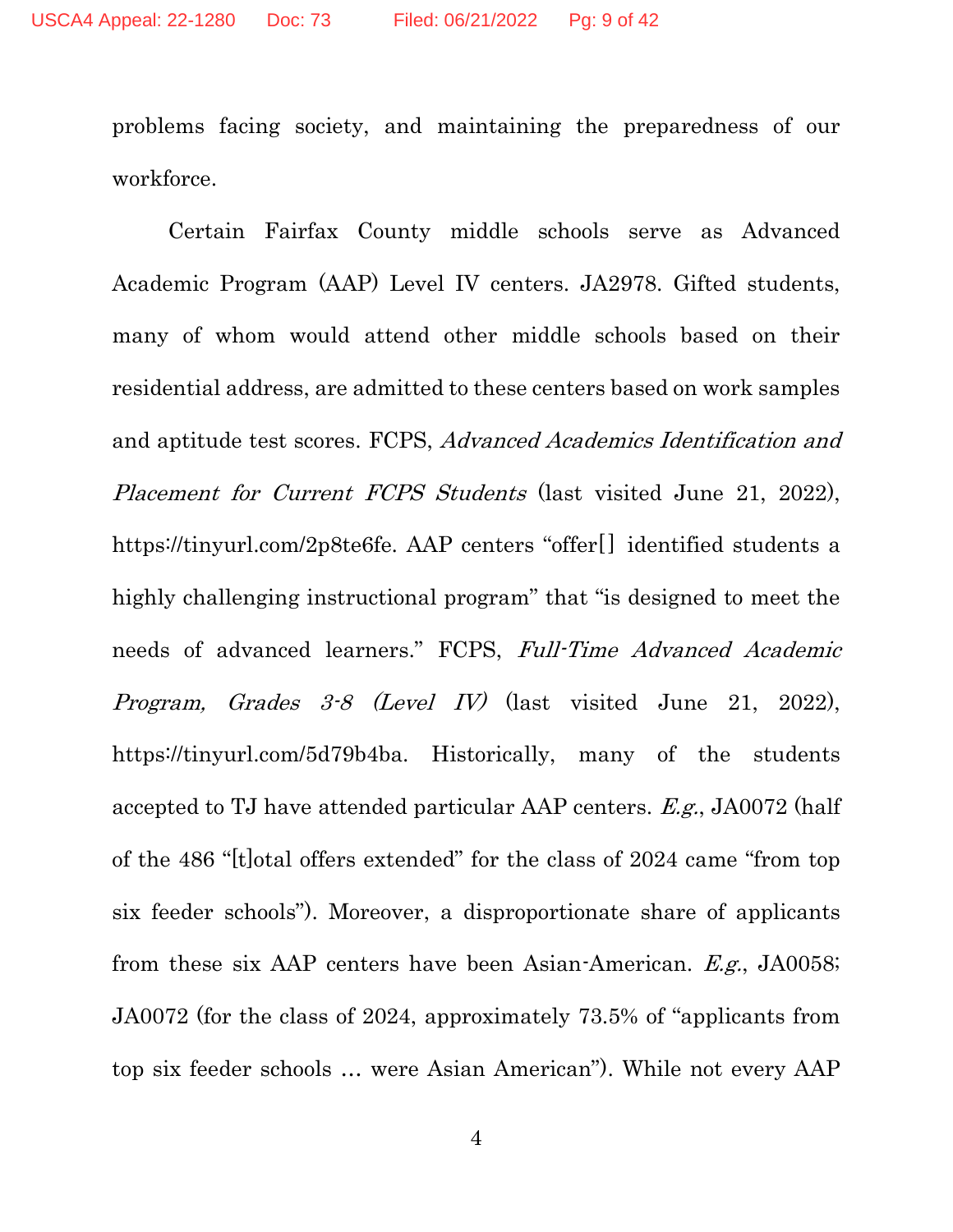problems facing society, and maintaining the preparedness of our workforce.

Certain Fairfax County middle schools serve as Advanced Academic Program (AAP) Level IV centers. JA2978. Gifted students, many of whom would attend other middle schools based on their residential address, are admitted to these centers based on work samples and aptitude test scores. FCPS, *Advanced Academics Identification and Placement for Current FCPS Students* (last visited June 21, 2022), https://tinyurl.com/2p8te6fe. AAP centers "offer[] identified students a highly challenging instructional program" that "is designed to meet the needs of advanced learners." FCPS, *Full-Time Advanced Academic Program, Grades 3-8 (Level IV)* (last visited June 21, 2022), https://tinyurl.com/5d79b4ba. Historically, many of the students accepted to TJ have attended particular AAP centers. *E.g.*, JA0072 (half of the 486 "[t]otal offers extended" for the class of 2024 came "from top six feeder schools"). Moreover, a disproportionate share of applicants from these six AAP centers have been Asian-American. *E.g.*, JA0058; JA0072 (for the class of 2024, approximately 73.5% of "applicants from top six feeder schools … were Asian American"). While not every AAP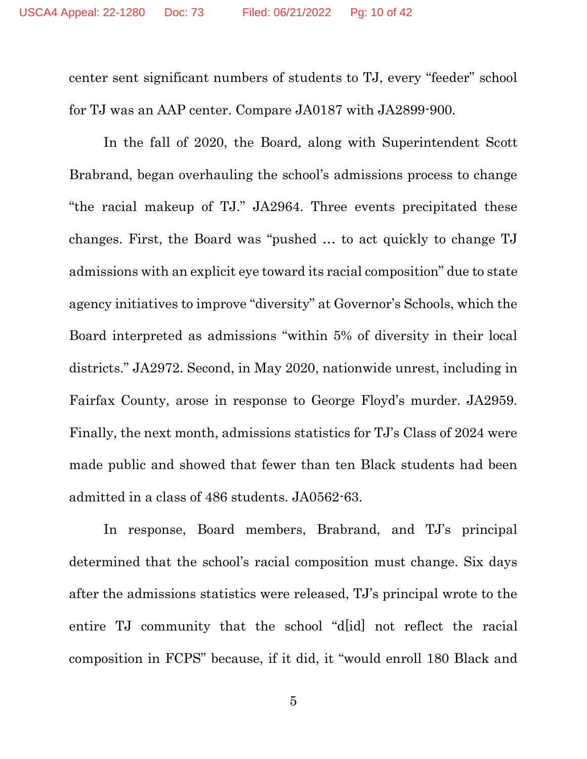center sent significant numbers of students to TJ, every "feeder" school for TJ was an AAP center. Compare JA0187 with JA2899-900.

In the fall of 2020, the Board, along with Superintendent Scott Brabrand, began overhauling the school's admissions process to change "the racial makeup of TJ." JA2964. Three events precipitated these changes. First, the Board was "pushed … to act quickly to change TJ admissions with an explicit eye toward its racial composition" due to state agency initiatives to improve "diversity" at Governor's Schools, which the Board interpreted as admissions "within 5% of diversity in their local districts." JA2972. Second, in May 2020, nationwide unrest, including in Fairfax County, arose in response to George Floyd's murder. JA2959. Finally, the next month, admissions statistics for TJ's Class of 2024 were made public and showed that fewer than ten Black students had been admitted in a class of 486 students. JA0562-63.

In response, Board members, Brabrand, and TJ's principal determined that the school's racial composition must change. Six days after the admissions statistics were released, TJ's principal wrote to the entire TJ community that the school "d[id] not reflect the racial composition in FCPS" because, if it did, it "would enroll 180 Black and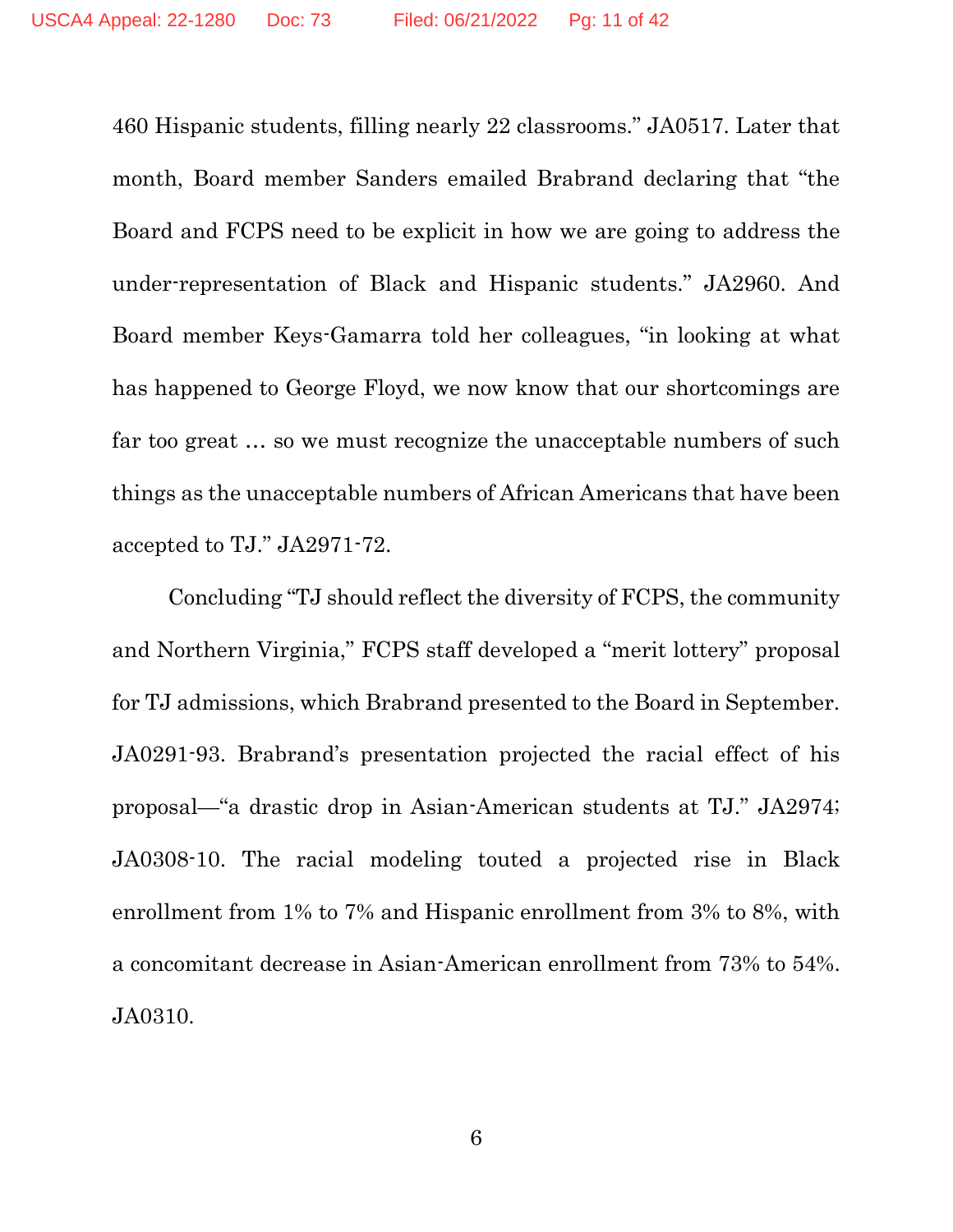460 Hispanic students, filling nearly 22 classrooms." JA0517. Later that month, Board member Sanders emailed Brabrand declaring that "the Board and FCPS need to be explicit in how we are going to address the under-representation of Black and Hispanic students." JA2960. And Board member Keys-Gamarra told her colleagues, "in looking at what has happened to George Floyd, we now know that our shortcomings are far too great … so we must recognize the unacceptable numbers of such things as the unacceptable numbers of African Americans that have been accepted to TJ." JA2971-72.

Concluding "TJ should reflect the diversity of FCPS, the community and Northern Virginia," FCPS staff developed a "merit lottery" proposal for TJ admissions, which Brabrand presented to the Board in September. JA0291-93. Brabrand's presentation projected the racial effect of his proposal—"a drastic drop in Asian-American students at TJ." JA2974; JA0308-10. The racial modeling touted a projected rise in Black enrollment from 1% to 7% and Hispanic enrollment from 3% to 8%, with a concomitant decrease in Asian-American enrollment from 73% to 54%. JA0310.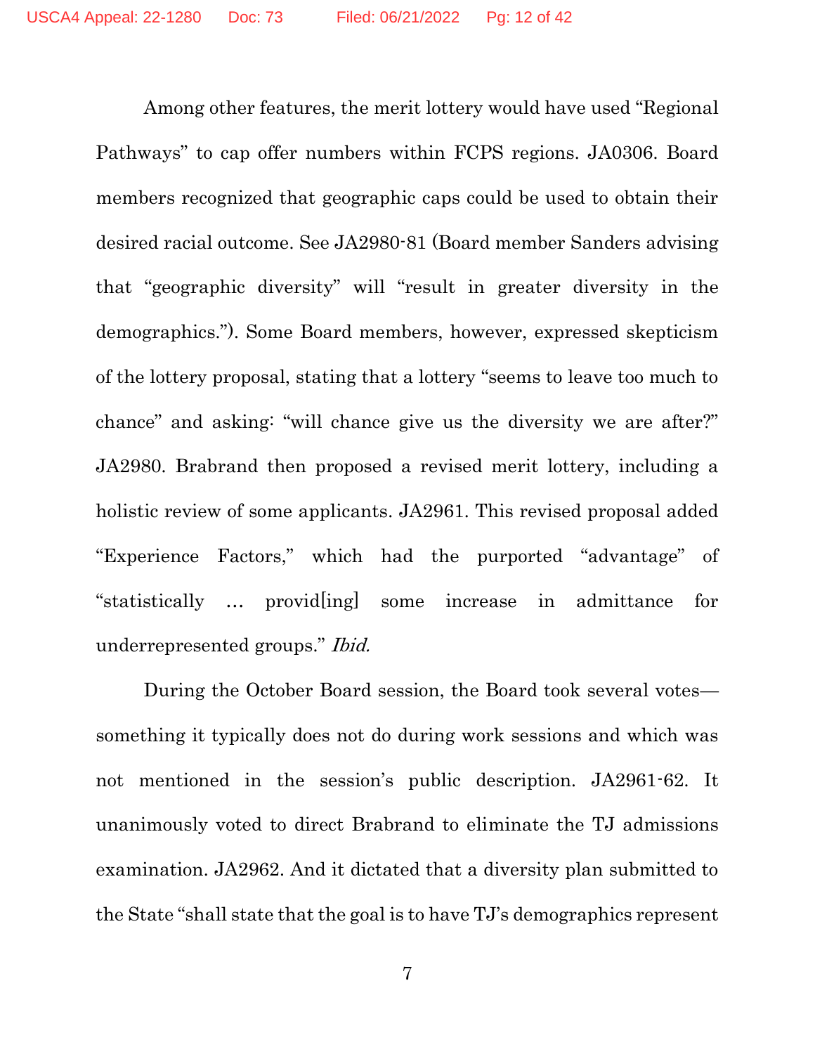Among other features, the merit lottery would have used "Regional Pathways" to cap offer numbers within FCPS regions. JA0306. Board members recognized that geographic caps could be used to obtain their desired racial outcome. See JA2980-81 (Board member Sanders advising that "geographic diversity" will "result in greater diversity in the demographics."). Some Board members, however, expressed skepticism of the lottery proposal, stating that a lottery "seems to leave too much to chance" and asking: "will chance give us the diversity we are after?" JA2980. Brabrand then proposed a revised merit lottery, including a holistic review of some applicants. JA2961. This revised proposal added "Experience Factors," which had the purported "advantage" of "statistically … provid[ing] some increase in admittance for underrepresented groups." *Ibid.*

During the October Board session, the Board took several votes—something it typically does not do during work sessions and which was not mentioned in the session's public description. JA2961-62. It unanimously voted to direct Brabrand to eliminate the TJ admissions examination. JA2962. And it dictated that a diversity plan submitted to the State "shall state that the goal is to have TJ's demographics represent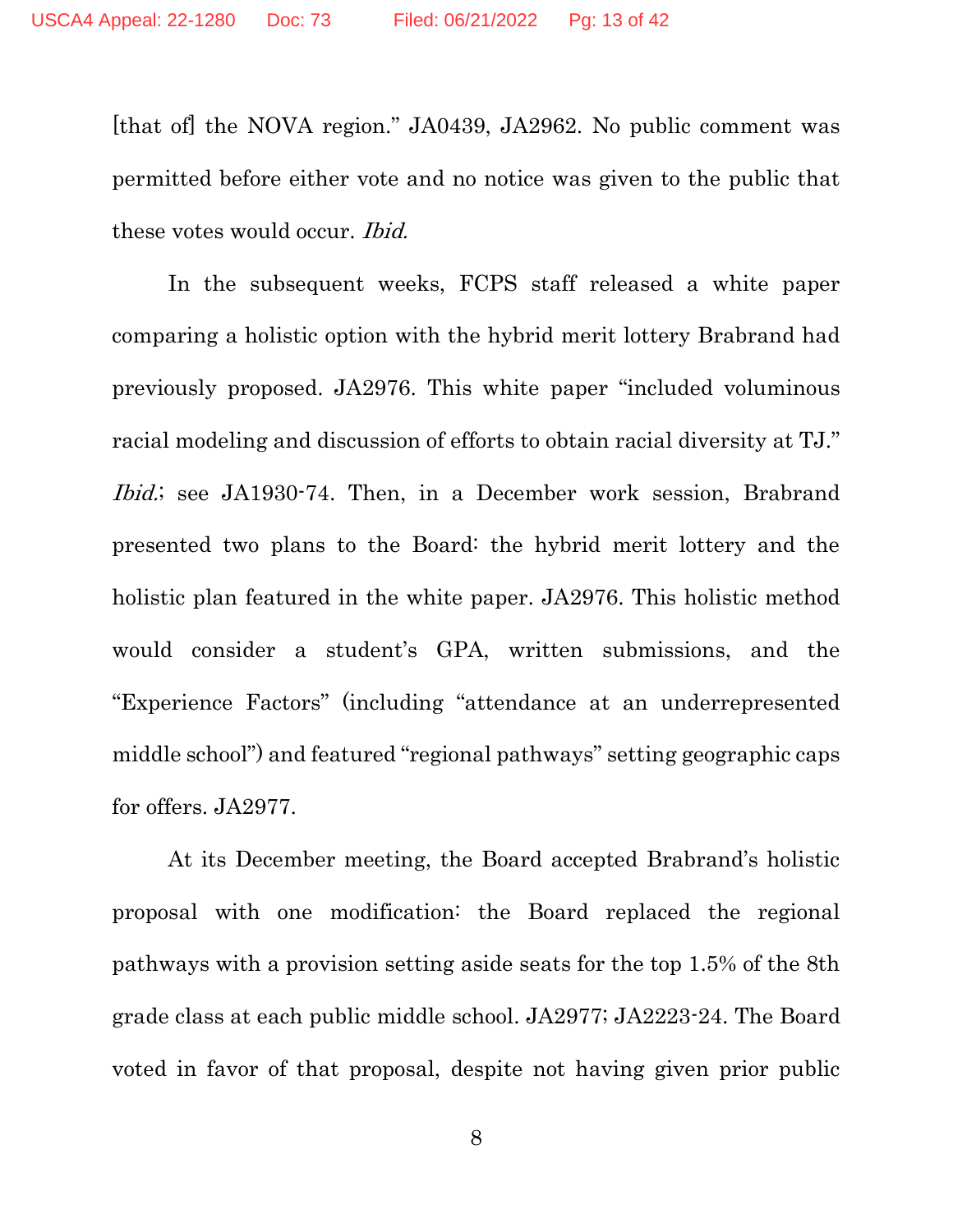[that of] the NOVA region." JA0439, JA2962. No public comment was permitted before either vote and no notice was given to the public that these votes would occur. *Ibid.*

In the subsequent weeks, FCPS staff released a white paper comparing a holistic option with the hybrid merit lottery Brabrand had previously proposed. JA2976. This white paper "included voluminous racial modeling and discussion of efforts to obtain racial diversity at TJ." *Ibid.*; see JA1930-74. Then, in a December work session, Brabrand presented two plans to the Board: the hybrid merit lottery and the holistic plan featured in the white paper. JA2976. This holistic method would consider a student's GPA, written submissions, and the "Experience Factors" (including "attendance at an underrepresented middle school") and featured "regional pathways" setting geographic caps for offers. JA2977.

At its December meeting, the Board accepted Brabrand's holistic proposal with one modification: the Board replaced the regional pathways with a provision setting aside seats for the top 1.5% of the 8th grade class at each public middle school. JA2977; JA2223-24. The Board voted in favor of that proposal, despite not having given prior public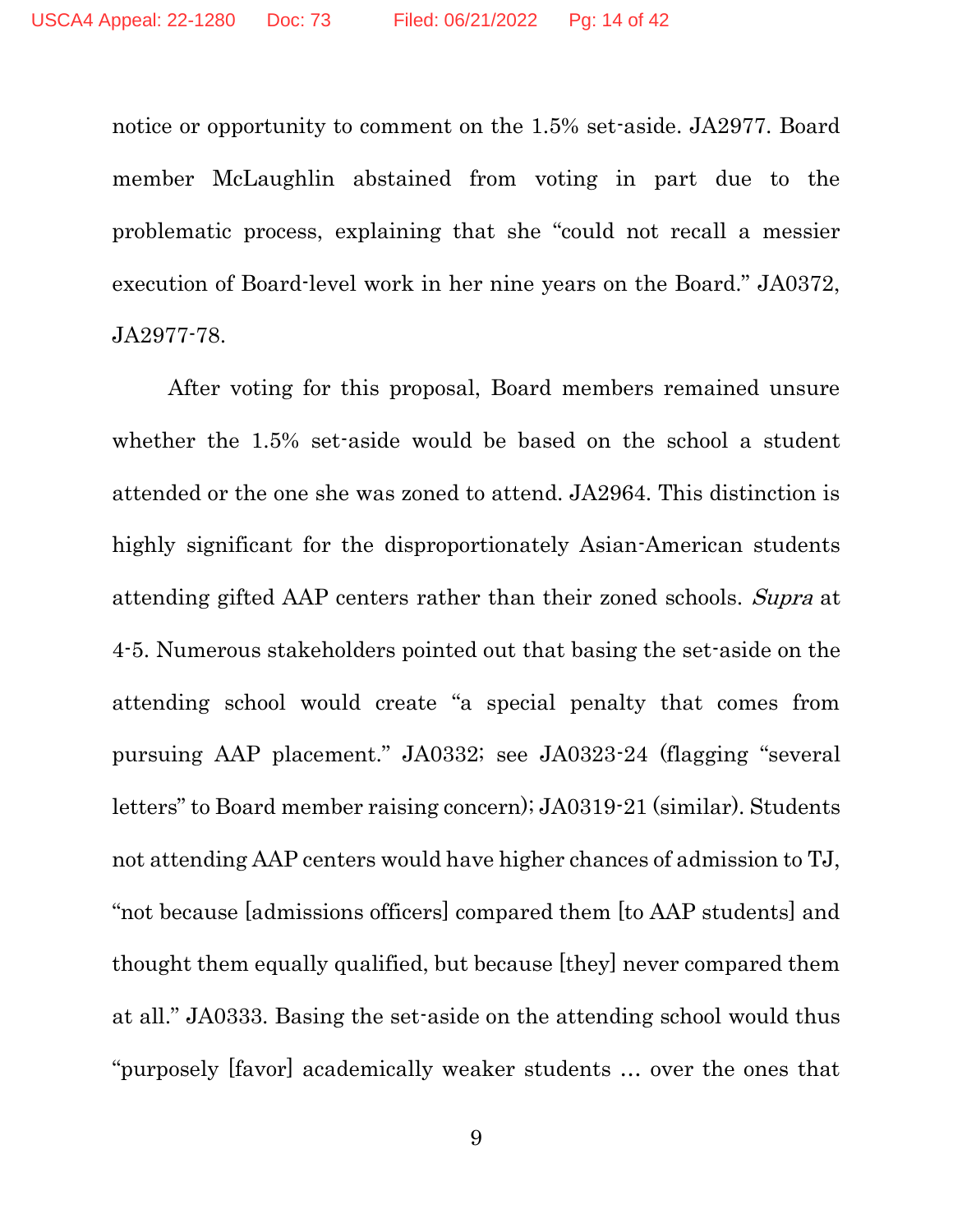notice or opportunity to comment on the 1.5% set-aside. JA2977. Board member McLaughlin abstained from voting in part due to the problematic process, explaining that she "could not recall a messier execution of Board-level work in her nine years on the Board." JA0372, JA2977-78.

After voting for this proposal, Board members remained unsure whether the 1.5% set-aside would be based on the school a student attended or the one she was zoned to attend. JA2964. This distinction is highly significant for the disproportionately Asian-American students attending gifted AAP centers rather than their zoned schools. *Supra* at 4-5. Numerous stakeholders pointed out that basing the set-aside on the attending school would create "a special penalty that comes from pursuing AAP placement." JA0332; see JA0323-24 (flagging "several letters" to Board member raising concern); JA0319-21 (similar). Students not attending AAP centers would have higher chances of admission to TJ, "not because [admissions officers] compared them [to AAP students] and thought them equally qualified, but because [they] never compared them at all." JA0333. Basing the set-aside on the attending school would thus "purposely [favor] academically weaker students … over the ones that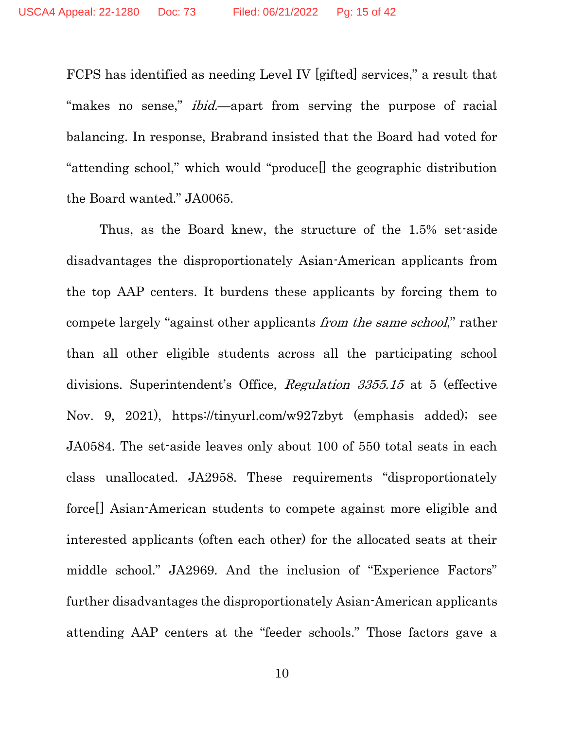FCPS has identified as needing Level IV [gifted] services," a result that "makes no sense," *ibid.*—apart from serving the purpose of racial balancing. In response, Brabrand insisted that the Board had voted for "attending school," which would "produce[] the geographic distribution the Board wanted." JA0065.

Thus, as the Board knew, the structure of the 1.5% set-aside disadvantages the disproportionately Asian-American applicants from the top AAP centers. It burdens these applicants by forcing them to compete largely "against other applicants *from the same school*," rather than all other eligible students across all the participating school divisions. Superintendent's Office, *Regulation 3355.15* at 5 (effective Nov. 9, 2021), https://tinyurl.com/w927zbyt (emphasis added); see JA0584. The set-aside leaves only about 100 of 550 total seats in each class unallocated. JA2958. These requirements "disproportionately force[] Asian-American students to compete against more eligible and interested applicants (often each other) for the allocated seats at their middle school." JA2969. And the inclusion of "Experience Factors" further disadvantages the disproportionately Asian-American applicants attending AAP centers at the "feeder schools." Those factors gave a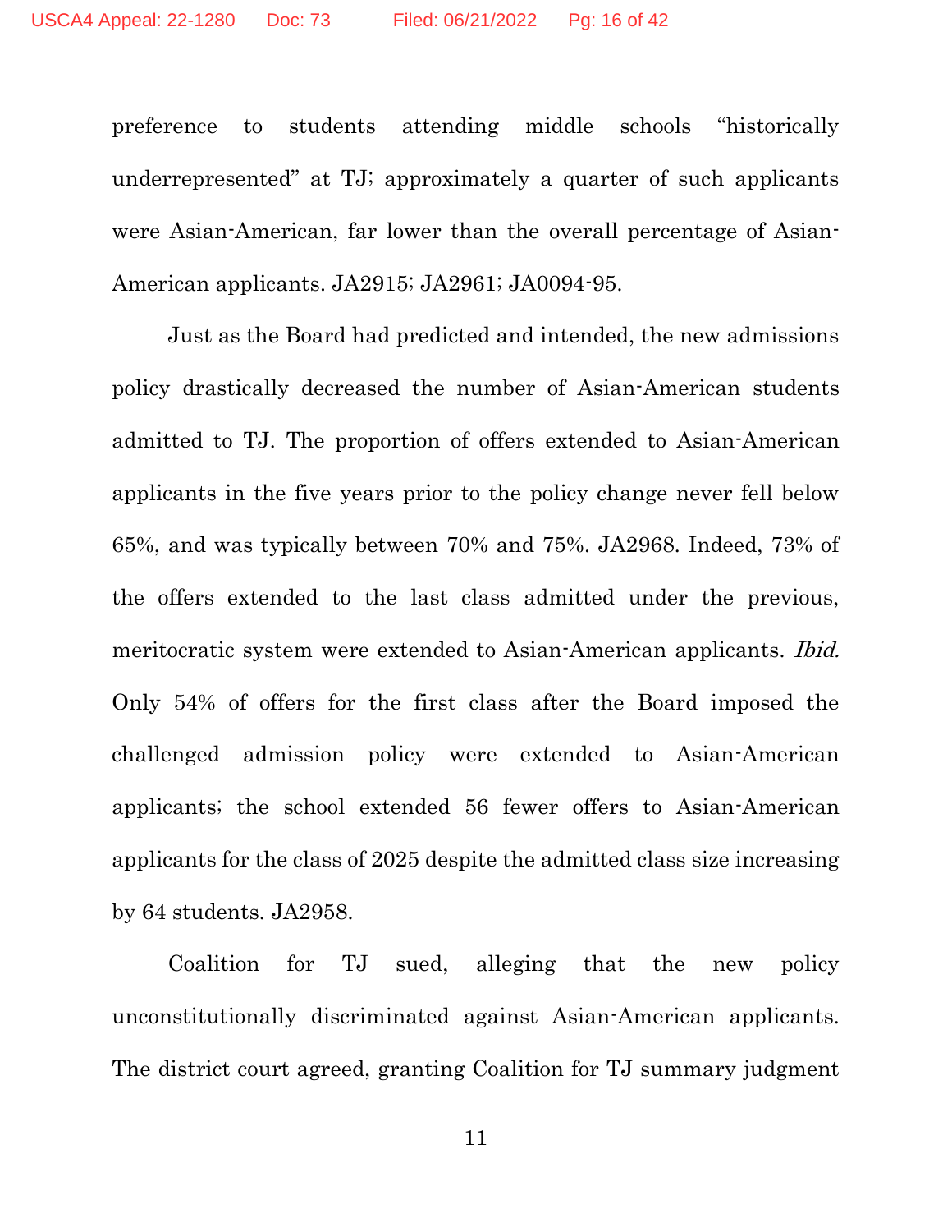preference to students attending middle schools "historically underrepresented" at TJ; approximately a quarter of such applicants were Asian-American, far lower than the overall percentage of Asian-American applicants. JA2915; JA2961; JA0094-95.

Just as the Board had predicted and intended, the new admissions policy drastically decreased the number of Asian-American students admitted to TJ. The proportion of offers extended to Asian-American applicants in the five years prior to the policy change never fell below 65%, and was typically between 70% and 75%. JA2968. Indeed, 73% of the offers extended to the last class admitted under the previous, meritocratic system were extended to Asian-American applicants. *Ibid.* Only 54% of offers for the first class after the Board imposed the challenged admission policy were extended to Asian-American applicants; the school extended 56 fewer offers to Asian-American applicants for the class of 2025 despite the admitted class size increasing by 64 students. JA2958.

Coalition for TJ sued, alleging that the new policy unconstitutionally discriminated against Asian-American applicants. The district court agreed, granting Coalition for TJ summary judgment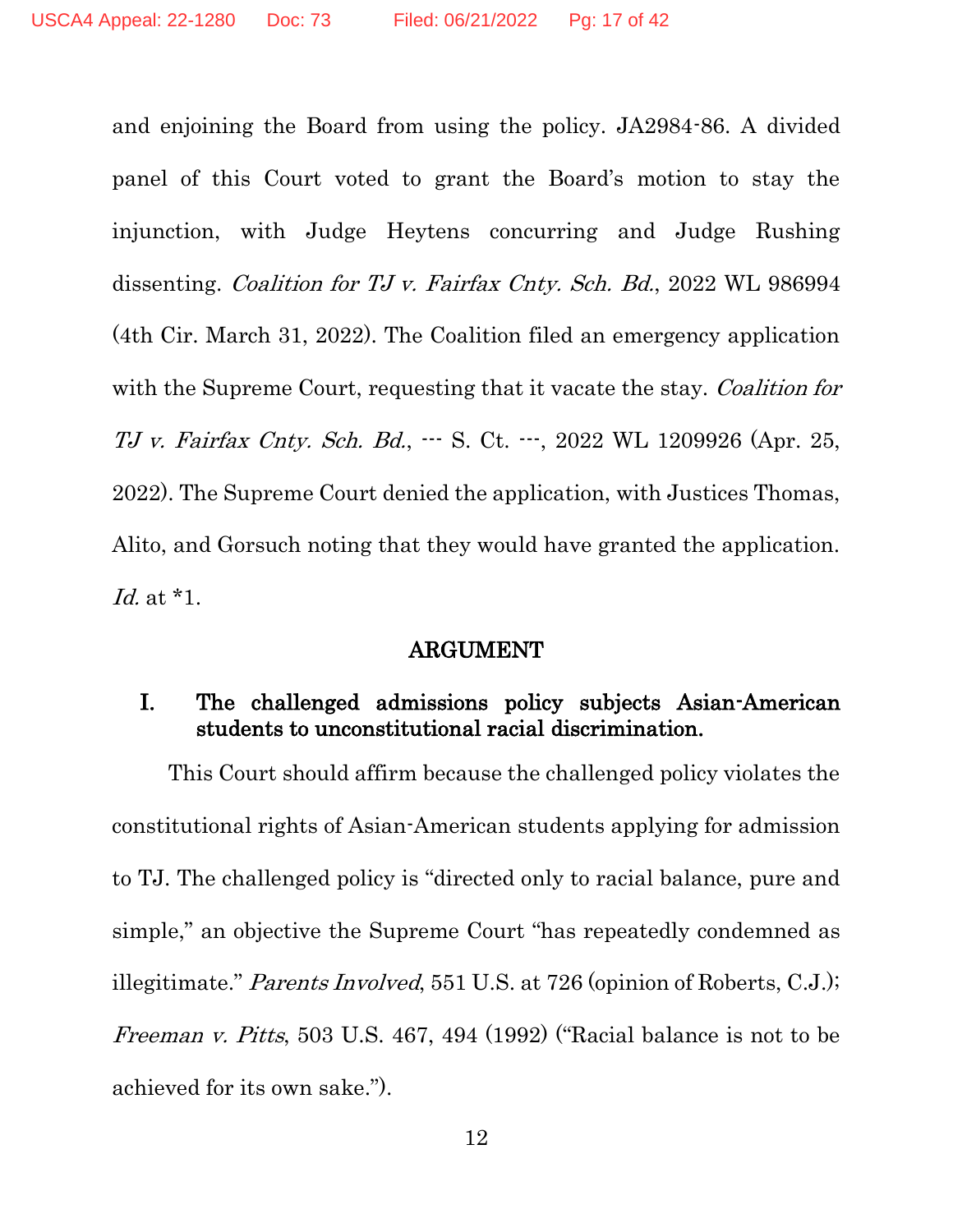and enjoining the Board from using the policy. JA2984-86. A divided panel of this Court voted to grant the Board's motion to stay the injunction, with Judge Heytens concurring and Judge Rushing dissenting. *Coalition for TJ v. Fairfax Cnty. Sch. Bd.*, 2022 WL 986994 (4th Cir. March 31, 2022). The Coalition filed an emergency application with the Supreme Court, requesting that it vacate the stay. *Coalition for TJ v. Fairfax Cnty. Sch. Bd.*, --- S. Ct. ---, 2022 WL 1209926 (Apr. 25, 2022). The Supreme Court denied the application, with Justices Thomas, Alito, and Gorsuch noting that they would have granted the application. *Id.* at *1.

## ARGUMENT

### I. The challenged admissions policy subjects Asian-American students to unconstitutional racial discrimination.

This Court should affirm because the challenged policy violates the constitutional rights of Asian-American students applying for admission to TJ. The challenged policy is "directed only to racial balance, pure and simple," an objective the Supreme Court "has repeatedly condemned as illegitimate." *Parents Involved*, 551 U.S. at 726 (opinion of Roberts, C.J.); *Freeman v. Pitts*, 503 U.S. 467, 494 (1992) ("Racial balance is not to be achieved for its own sake.").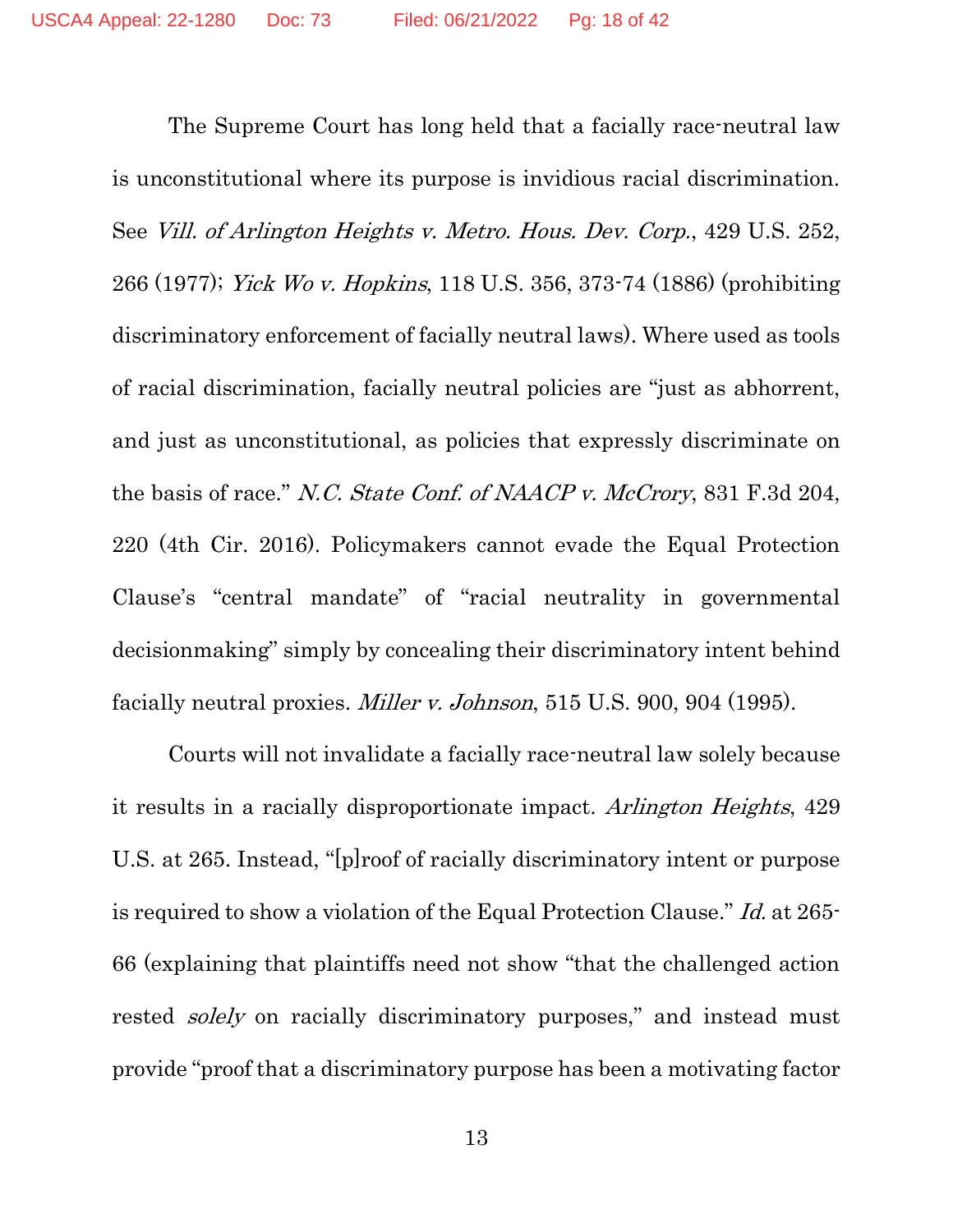The Supreme Court has long held that a facially race-neutral law is unconstitutional where its purpose is invidious racial discrimination. See *Vill. of Arlington Heights v. Metro. Hous. Dev. Corp.*, 429 U.S. 252, 266 (1977); *Yick Wo v. Hopkins*, 118 U.S. 356, 373-74 (1886) (prohibiting discriminatory enforcement of facially neutral laws). Where used as tools of racial discrimination, facially neutral policies are "just as abhorrent, and just as unconstitutional, as policies that expressly discriminate on the basis of race." *N.C. State Conf. of NAACP v. McCrory*, 831 F.3d 204, 220 (4th Cir. 2016). Policymakers cannot evade the Equal Protection Clause's "central mandate" of "racial neutrality in governmental decisionmaking" simply by concealing their discriminatory intent behind facially neutral proxies. *Miller v. Johnson*, 515 U.S. 900, 904 (1995).

Courts will not invalidate a facially race-neutral law solely because it results in a racially disproportionate impact. *Arlington Heights*, 429 U.S. at 265. Instead, "[p]roof of racially discriminatory intent or purpose is required to show a violation of the Equal Protection Clause." *Id.* at 265-66 (explaining that plaintiffs need not show "that the challenged action rested *solely* on racially discriminatory purposes," and instead must provide "proof that a discriminatory purpose has been a motivating factor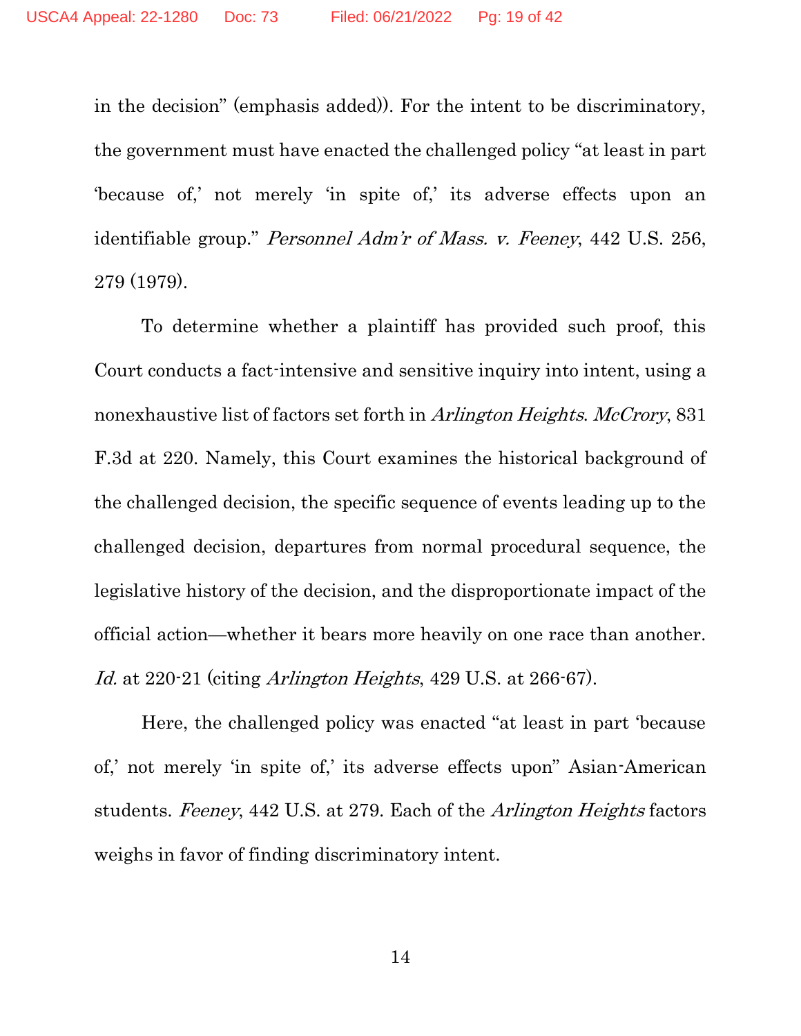in the decision" (emphasis added)). For the intent to be discriminatory, the government must have enacted the challenged policy "at least in part 'because of,' not merely 'in spite of,' its adverse effects upon an identifiable group." *Personnel Adm'r of Mass. v. Feeney*, 442 U.S. 256, 279 (1979).

To determine whether a plaintiff has provided such proof, this Court conducts a fact-intensive and sensitive inquiry into intent, using a nonexhaustive list of factors set forth in *Arlington Heights*. *McCrory*, 831 F.3d at 220. Namely, this Court examines the historical background of the challenged decision, the specific sequence of events leading up to the challenged decision, departures from normal procedural sequence, the legislative history of the decision, and the disproportionate impact of the official action—whether it bears more heavily on one race than another. *Id.* at 220-21 (citing *Arlington Heights*, 429 U.S. at 266-67).

Here, the challenged policy was enacted "at least in part 'because of,' not merely 'in spite of,' its adverse effects upon" Asian-American students. *Feeney*, 442 U.S. at 279. Each of the *Arlington Heights* factors weighs in favor of finding discriminatory intent.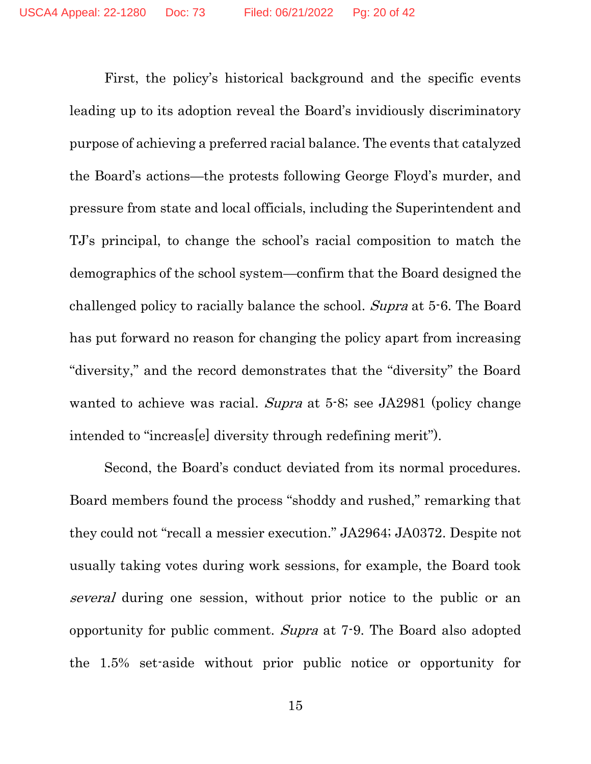First, the policy's historical background and the specific events leading up to its adoption reveal the Board's invidiously discriminatory purpose of achieving a preferred racial balance. The events that catalyzed the Board's actions—the protests following George Floyd's murder, and pressure from state and local officials, including the Superintendent and TJ's principal, to change the school's racial composition to match the demographics of the school system—confirm that the Board designed the challenged policy to racially balance the school. *Supra* at 5-6. The Board has put forward no reason for changing the policy apart from increasing "diversity," and the record demonstrates that the "diversity" the Board wanted to achieve was racial. *Supra* at 5-8; see JA2981 (policy change intended to "increas[e] diversity through redefining merit").

Second, the Board's conduct deviated from its normal procedures. Board members found the process "shoddy and rushed," remarking that they could not "recall a messier execution." JA2964; JA0372. Despite not usually taking votes during work sessions, for example, the Board took *several* during one session, without prior notice to the public or an opportunity for public comment. *Supra* at 7-9. The Board also adopted the 1.5% set-aside without prior public notice or opportunity for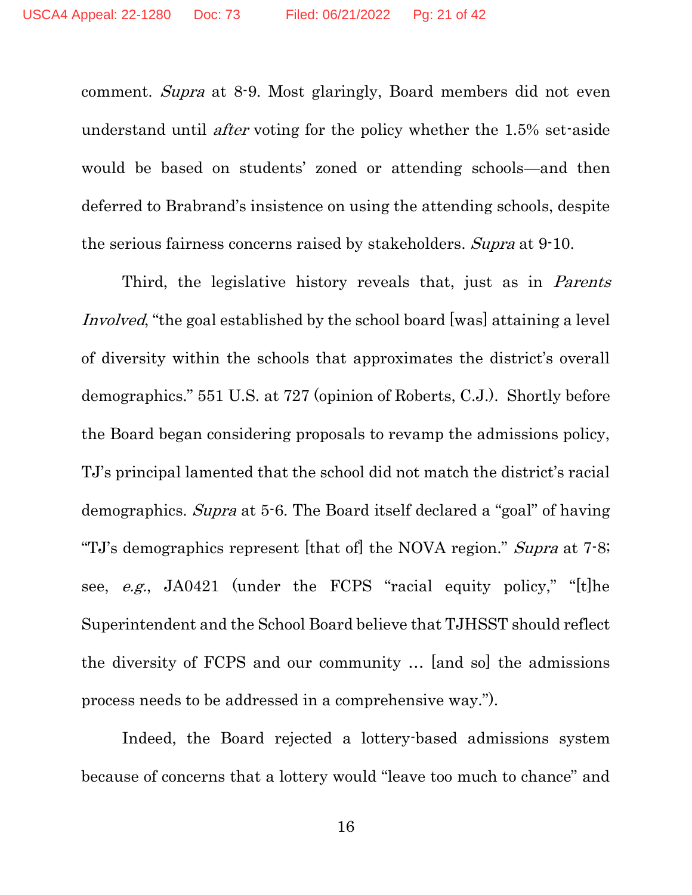comment. *Supra* at 8-9. Most glaringly, Board members did not even understand until *after* voting for the policy whether the 1.5% set-aside would be based on students' zoned or attending schools—and then deferred to Brabrand's insistence on using the attending schools, despite the serious fairness concerns raised by stakeholders. *Supra* at 9-10.

Third, the legislative history reveals that, just as in *Parents Involved*, "the goal established by the school board [was] attaining a level of diversity within the schools that approximates the district's overall demographics." 551 U.S. at 727 (opinion of Roberts, C.J.). Shortly before the Board began considering proposals to revamp the admissions policy, TJ's principal lamented that the school did not match the district's racial demographics. *Supra* at 5-6. The Board itself declared a "goal" of having "TJ's demographics represent [that of] the NOVA region." *Supra* at 7-8; see, *e.g.*, JA0421 (under the FCPS "racial equity policy," "[t]he Superintendent and the School Board believe that TJHSST should reflect the diversity of FCPS and our community … [and so] the admissions process needs to be addressed in a comprehensive way.").

Indeed, the Board rejected a lottery-based admissions system because of concerns that a lottery would "leave too much to chance" and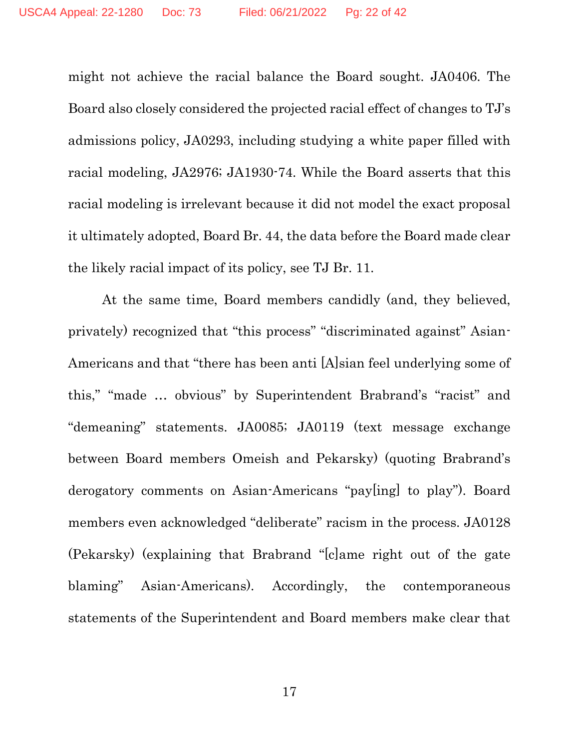might not achieve the racial balance the Board sought. JA0406. The Board also closely considered the projected racial effect of changes to TJ's admissions policy, JA0293, including studying a white paper filled with racial modeling, JA2976; JA1930-74. While the Board asserts that this racial modeling is irrelevant because it did not model the exact proposal it ultimately adopted, Board Br. 44, the data before the Board made clear the likely racial impact of its policy, see TJ Br. 11.

At the same time, Board members candidly (and, they believed, privately) recognized that "this process" "discriminated against" Asian-Americans and that "there has been anti [A]sian feel underlying some of this," "made … obvious" by Superintendent Brabrand's "racist" and "demeaning" statements. JA0085; JA0119 (text message exchange between Board members Omeish and Pekarsky) (quoting Brabrand's derogatory comments on Asian-Americans "pay[ing] to play"). Board members even acknowledged "deliberate" racism in the process. JA0128 (Pekarsky) (explaining that Brabrand "[c]ame right out of the gate blaming" Asian-Americans). Accordingly, the contemporaneous statements of the Superintendent and Board members make clear that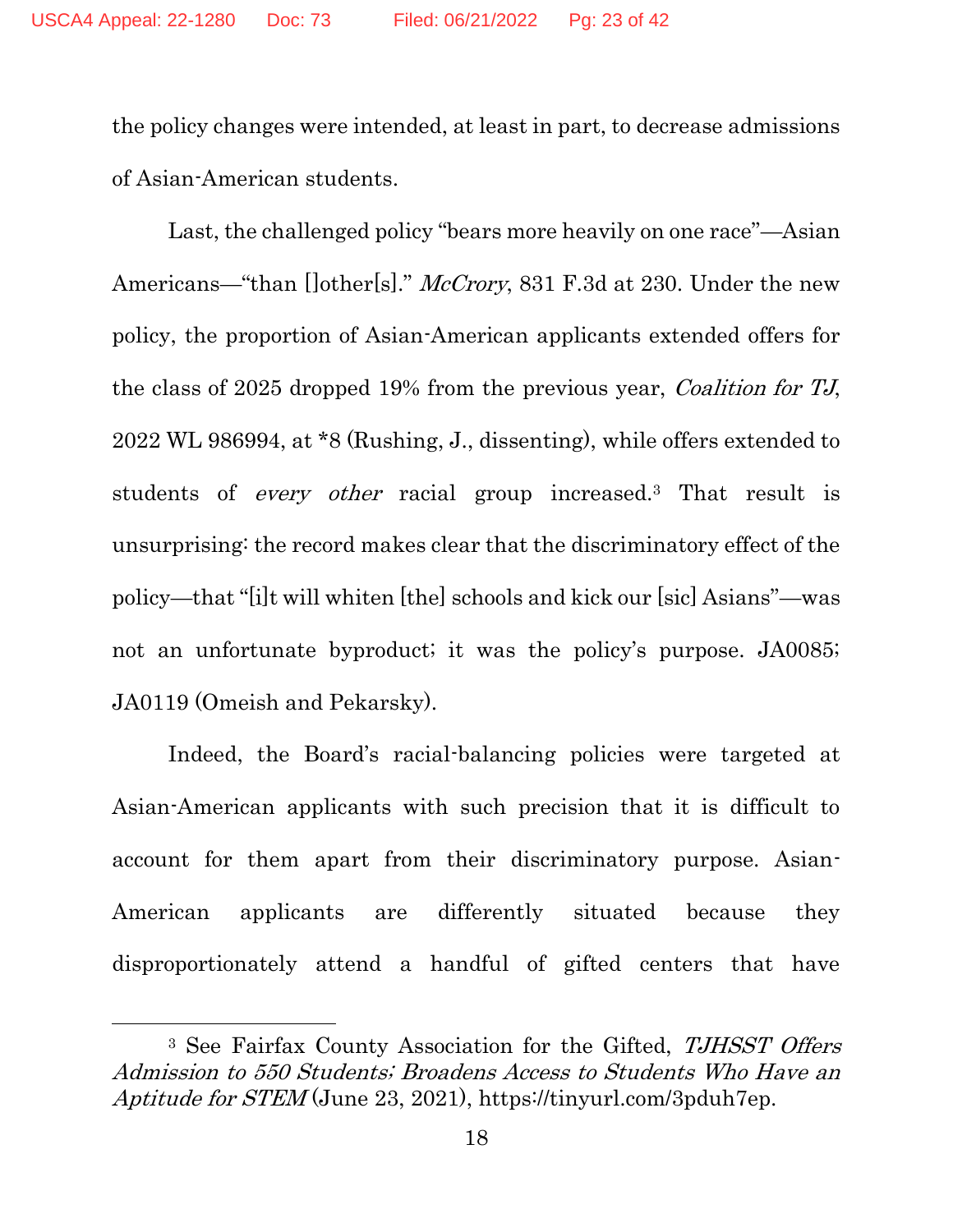the policy changes were intended, at least in part, to decrease admissions of Asian-American students.

Last, the challenged policy "bears more heavily on one race"—Asian Americans—"than []other[s]." *McCrory*, 831 F.3d at 230. Under the new policy, the proportion of Asian-American applicants extended offers for the class of 2025 dropped 19% from the previous year, *Coalition for TJ*, 2022 WL 986994, at *8 (Rushing, J., dissenting), while offers extended to students of *every other* racial group increased.[3] That result is unsurprising: the record makes clear that the discriminatory effect of the policy—that "[i]t will whiten [the] schools and kick our [sic] Asians"—was not an unfortunate byproduct; it was the policy's purpose. JA0085; JA0119 (Omeish and Pekarsky).

Indeed, the Board's racial-balancing policies were targeted at Asian-American applicants with such precision that it is difficult to account for them apart from their discriminatory purpose. Asian-American applicants are differently situated because they disproportionately attend a handful of gifted centers that have

---

[3] See Fairfax County Association for the Gifted, *TJHSST Offers Admission to 550 Students: Broadens Access to Students Who Have an Aptitude for STEM* (June 23, 2021), https://tinyurl.com/3pduh7ep.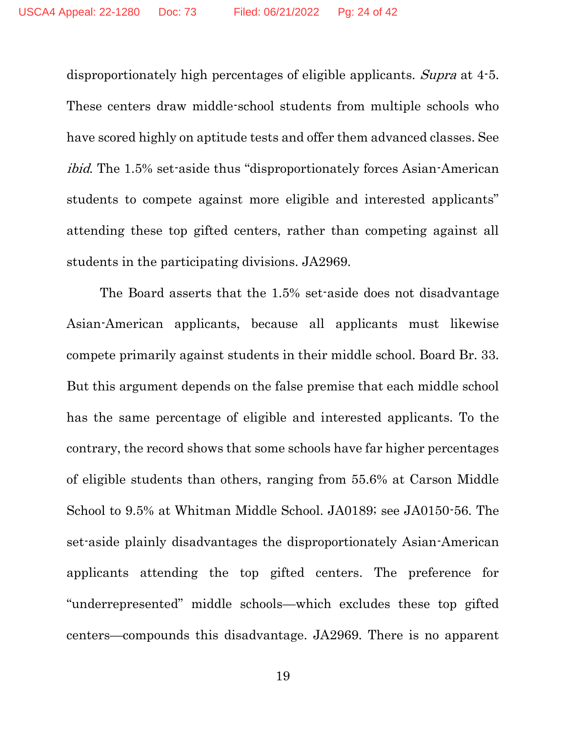disproportionately high percentages of eligible applicants. *Supra* at 4-5. These centers draw middle-school students from multiple schools who have scored highly on aptitude tests and offer them advanced classes. See *ibid.* The 1.5% set-aside thus "disproportionately forces Asian-American students to compete against more eligible and interested applicants" attending these top gifted centers, rather than competing against all students in the participating divisions. JA2969.

The Board asserts that the 1.5% set-aside does not disadvantage Asian-American applicants, because all applicants must likewise compete primarily against students in their middle school. Board Br. 33. But this argument depends on the false premise that each middle school has the same percentage of eligible and interested applicants. To the contrary, the record shows that some schools have far higher percentages of eligible students than others, ranging from 55.6% at Carson Middle School to 9.5% at Whitman Middle School. JA0189; see JA0150-56. The set-aside plainly disadvantages the disproportionately Asian-American applicants attending the top gifted centers. The preference for "underrepresented" middle schools—which excludes these top gifted centers—compounds this disadvantage. JA2969. There is no apparent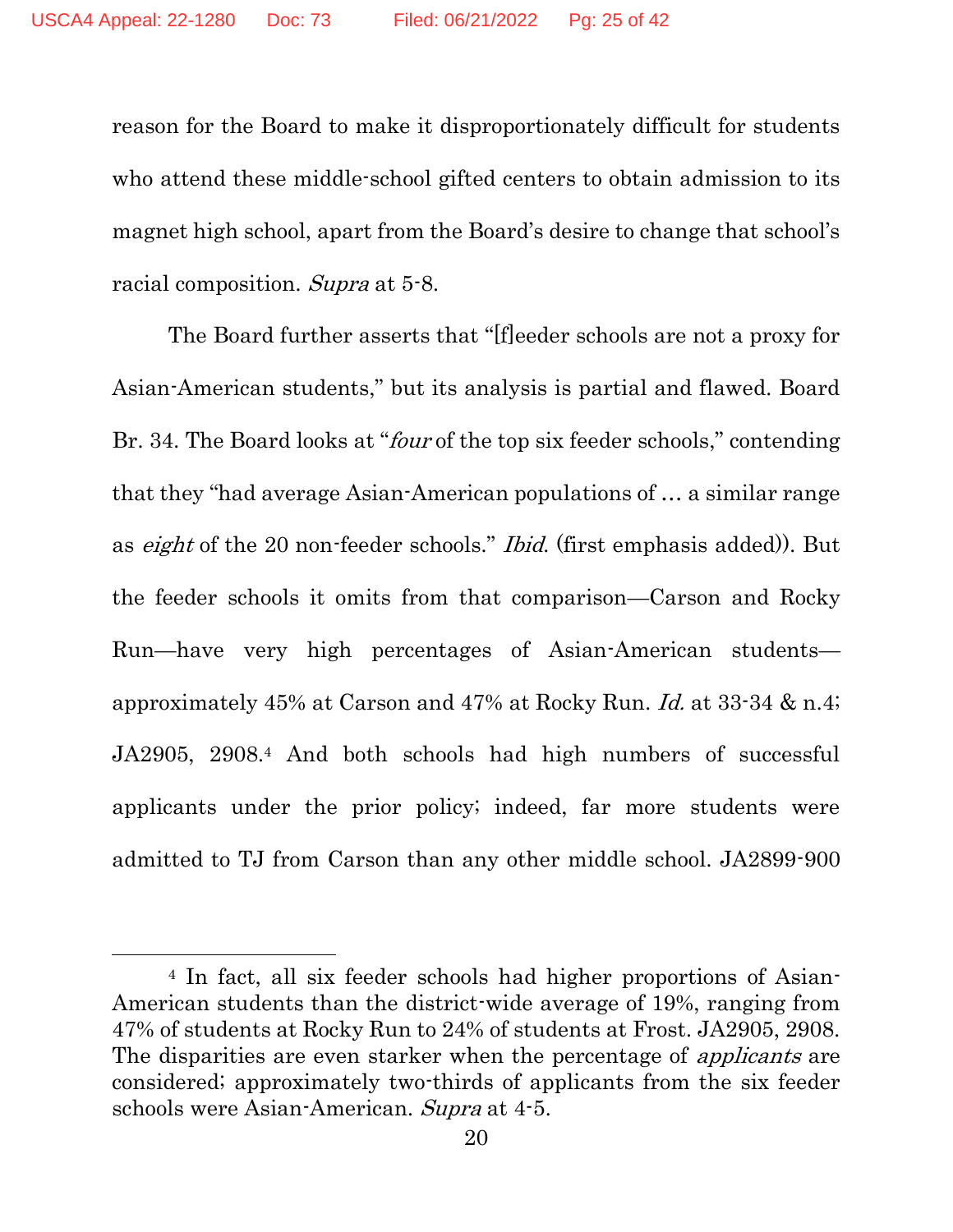reason for the Board to make it disproportionately difficult for students who attend these middle-school gifted centers to obtain admission to its magnet high school, apart from the Board's desire to change that school's racial composition. *Supra* at 5-8.

The Board further asserts that "[f]eeder schools are not a proxy for Asian-American students," but its analysis is partial and flawed. Board Br. 34. The Board looks at "*four* of the top six feeder schools," contending that they "had average Asian-American populations of ... a similar range as *eight* of the 20 non-feeder schools." *Ibid.* (first emphasis added)). But the feeder schools it omits from that comparison—Carson and Rocky Run—have very high percentages of Asian-American students—approximately 45% at Carson and 47% at Rocky Run. *Id.* at 33-34 & n.4; JA2905, 2908.[4] And both schools had high numbers of successful applicants under the prior policy; indeed, far more students were admitted to TJ from Carson than any other middle school. JA2899-900

[4] In fact, all six feeder schools had higher proportions of Asian-American students than the district-wide average of 19%, ranging from 47% of students at Rocky Run to 24% of students at Frost. JA2905, 2908. The disparities are even starker when the percentage of *applicants* are considered; approximately two-thirds of applicants from the six feeder schools were Asian-American. *Supra* at 4-5.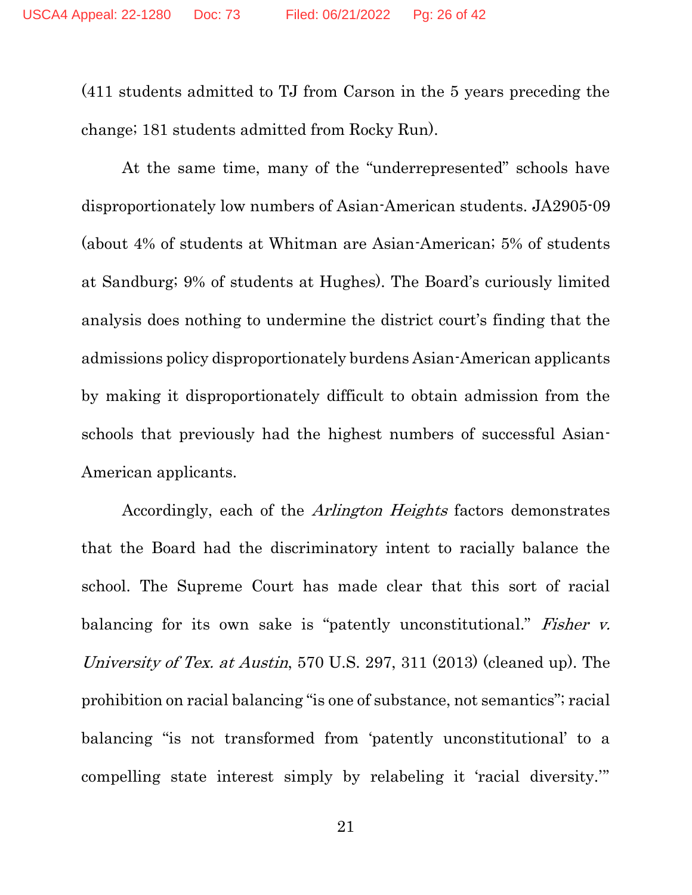(411 students admitted to TJ from Carson in the 5 years preceding the change; 181 students admitted from Rocky Run).

At the same time, many of the "underrepresented" schools have disproportionately low numbers of Asian-American students. JA2905-09 (about 4% of students at Whitman are Asian-American; 5% of students at Sandburg; 9% of students at Hughes). The Board's curiously limited analysis does nothing to undermine the district court's finding that the admissions policy disproportionately burdens Asian-American applicants by making it disproportionately difficult to obtain admission from the schools that previously had the highest numbers of successful Asian-American applicants.

Accordingly, each of the *Arlington Heights* factors demonstrates that the Board had the discriminatory intent to racially balance the school. The Supreme Court has made clear that this sort of racial balancing for its own sake is "patently unconstitutional." *Fisher v. University of Tex. at Austin*, 570 U.S. 297, 311 (2013) (cleaned up). The prohibition on racial balancing "is one of substance, not semantics"; racial balancing "is not transformed from 'patently unconstitutional' to a compelling state interest simply by relabeling it 'racial diversity.'"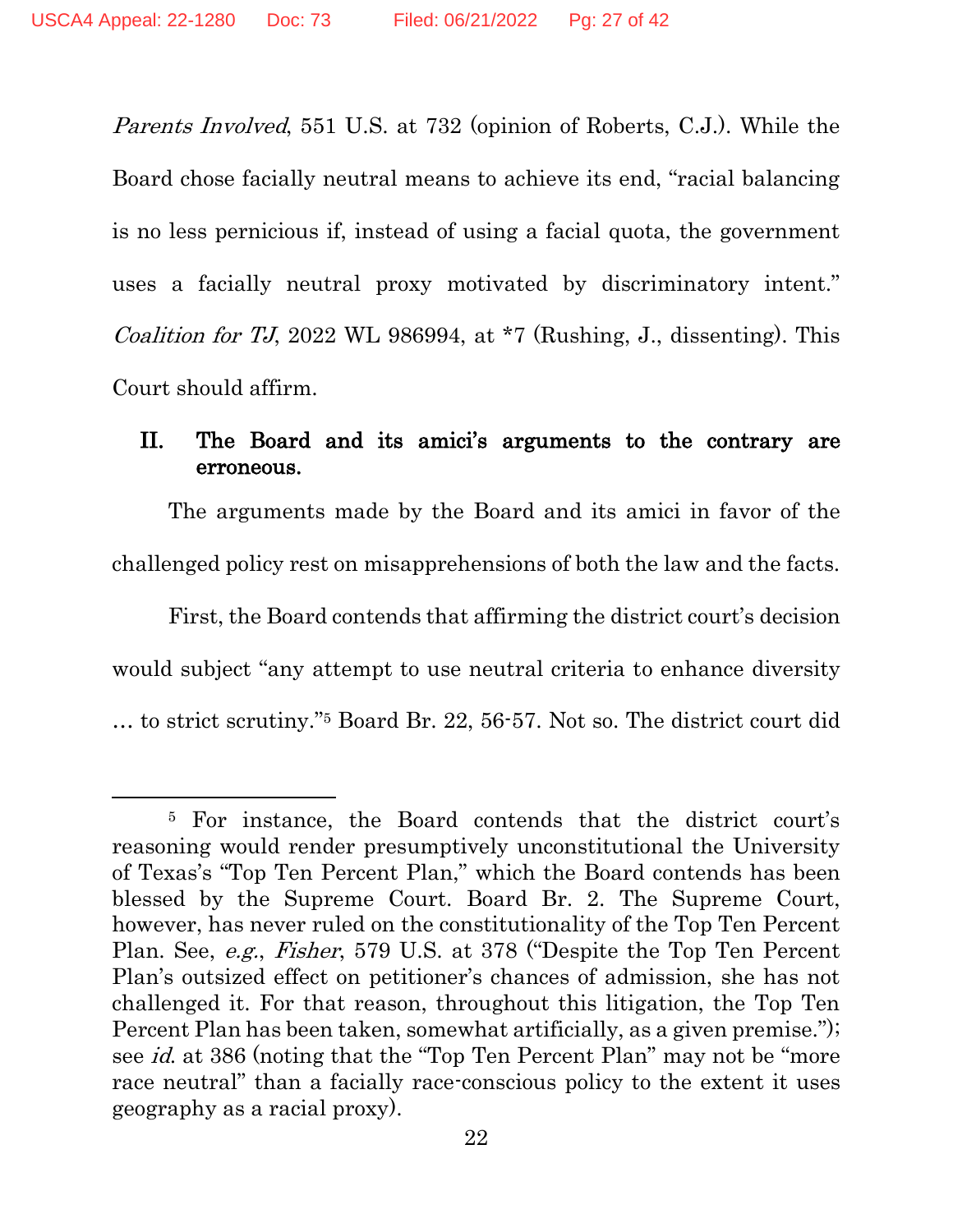*Parents Involved*, 551 U.S. at 732 (opinion of Roberts, C.J.). While the Board chose facially neutral means to achieve its end, "racial balancing is no less pernicious if, instead of using a facial quota, the government uses a facially neutral proxy motivated by discriminatory intent." *Coalition for TJ*, 2022 WL 986994, at *7 (Rushing, J., dissenting). This Court should affirm.

## II. The Board and its amici's arguments to the contrary are erroneous.

The arguments made by the Board and its amici in favor of the challenged policy rest on misapprehensions of both the law and the facts.

First, the Board contends that affirming the district court's decision would subject "any attempt to use neutral criteria to enhance diversity … to strict scrutiny."[5] Board Br. 22, 56-57. Not so. The district court did

---

[5] For instance, the Board contends that the district court's reasoning would render presumptively unconstitutional the University of Texas's "Top Ten Percent Plan," which the Board contends has been blessed by the Supreme Court. Board Br. 2. The Supreme Court, however, has never ruled on the constitutionality of the Top Ten Percent Plan. See, *e.g.*, *Fisher*, 579 U.S. at 378 ("Despite the Top Ten Percent Plan's outsized effect on petitioner's chances of admission, she has not challenged it. For that reason, throughout this litigation, the Top Ten Percent Plan has been taken, somewhat artificially, as a given premise."); see *id.* at 386 (noting that the "Top Ten Percent Plan" may not be "more race neutral" than a facially race-conscious policy to the extent it uses geography as a racial proxy).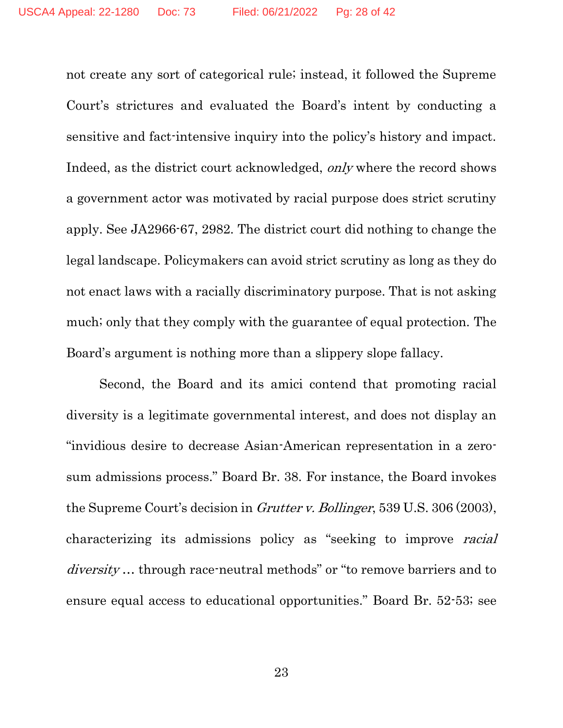not create any sort of categorical rule; instead, it followed the Supreme Court's strictures and evaluated the Board's intent by conducting a sensitive and fact-intensive inquiry into the policy's history and impact. Indeed, as the district court acknowledged, *only* where the record shows a government actor was motivated by racial purpose does strict scrutiny apply. See JA2966-67, 2982. The district court did nothing to change the legal landscape. Policymakers can avoid strict scrutiny as long as they do not enact laws with a racially discriminatory purpose. That is not asking much; only that they comply with the guarantee of equal protection. The Board's argument is nothing more than a slippery slope fallacy.

Second, the Board and its amici contend that promoting racial diversity is a legitimate governmental interest, and does not display an "invidious desire to decrease Asian-American representation in a zero-sum admissions process." Board Br. 38. For instance, the Board invokes the Supreme Court's decision in *Grutter v. Bollinger*, 539 U.S. 306 (2003), characterizing its admissions policy as "seeking to improve *racial diversity* … through race-neutral methods" or "to remove barriers and to ensure equal access to educational opportunities." Board Br. 52-53; see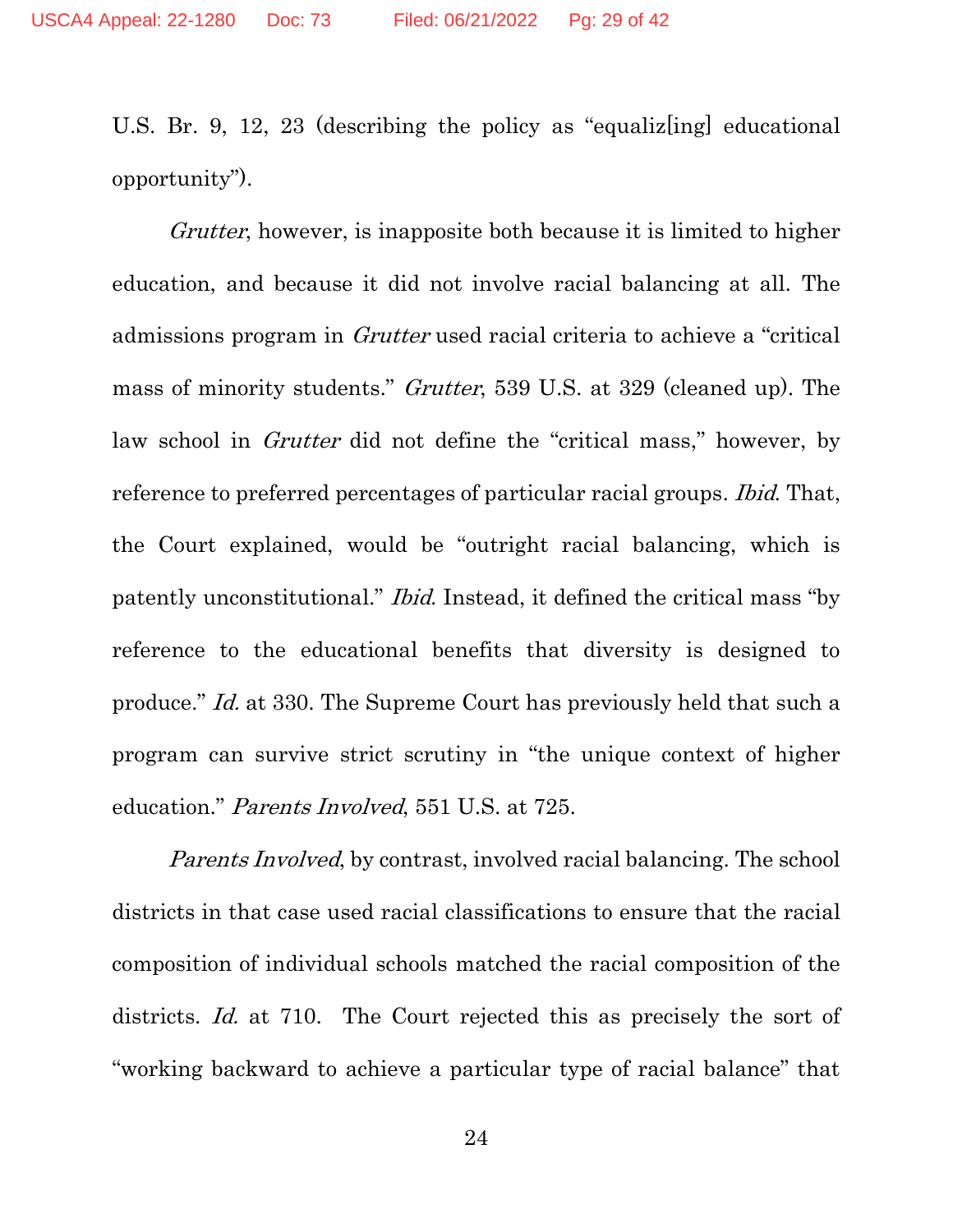U.S. Br. 9, 12, 23 (describing the policy as "equaliz[ing] educational opportunity").

*Grutter*, however, is inapposite both because it is limited to higher education, and because it did not involve racial balancing at all. The admissions program in *Grutter* used racial criteria to achieve a "critical mass of minority students." *Grutter*, 539 U.S. at 329 (cleaned up). The law school in *Grutter* did not define the "critical mass," however, by reference to preferred percentages of particular racial groups. *Ibid*. That, the Court explained, would be "outright racial balancing, which is patently unconstitutional." *Ibid*. Instead, it defined the critical mass "by reference to the educational benefits that diversity is designed to produce." *Id.* at 330. The Supreme Court has previously held that such a program can survive strict scrutiny in "the unique context of higher education." *Parents Involved*, 551 U.S. at 725.

*Parents Involved*, by contrast, involved racial balancing. The school districts in that case used racial classifications to ensure that the racial composition of individual schools matched the racial composition of the districts. *Id.* at 710. The Court rejected this as precisely the sort of "working backward to achieve a particular type of racial balance" that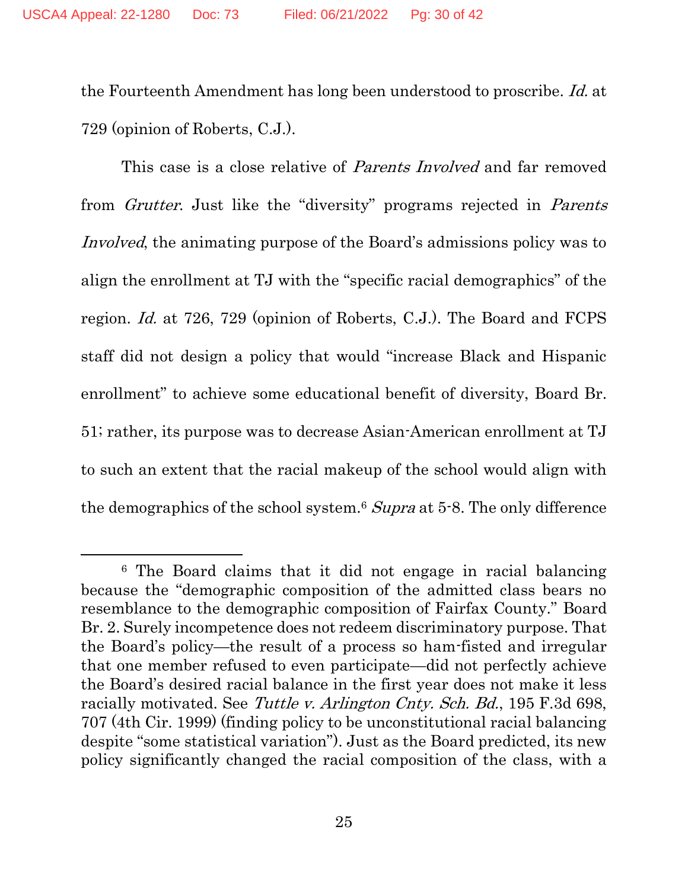the Fourteenth Amendment has long been understood to proscribe. *Id.* at 729 (opinion of Roberts, C.J.).

This case is a close relative of *Parents Involved* and far removed from *Grutter*. Just like the "diversity" programs rejected in *Parents Involved*, the animating purpose of the Board's admissions policy was to align the enrollment at TJ with the "specific racial demographics" of the region. *Id.* at 726, 729 (opinion of Roberts, C.J.). The Board and FCPS staff did not design a policy that would "increase Black and Hispanic enrollment" to achieve some educational benefit of diversity, Board Br. 51; rather, its purpose was to decrease Asian-American enrollment at TJ to such an extent that the racial makeup of the school would align with the demographics of the school system.[6] *Supra* at 5-8. The only difference

---

[6] The Board claims that it did not engage in racial balancing because the "demographic composition of the admitted class bears no resemblance to the demographic composition of Fairfax County." Board Br. 2. Surely incompetence does not redeem discriminatory purpose. That the Board's policy—the result of a process so ham-fisted and irregular that one member refused to even participate—did not perfectly achieve the Board's desired racial balance in the first year does not make it less racially motivated. See *Tuttle v. Arlington Cnty. Sch. Bd.*, 195 F.3d 698, 707 (4th Cir. 1999) (finding policy to be unconstitutional racial balancing despite "some statistical variation"). Just as the Board predicted, its new policy significantly changed the racial composition of the class, with a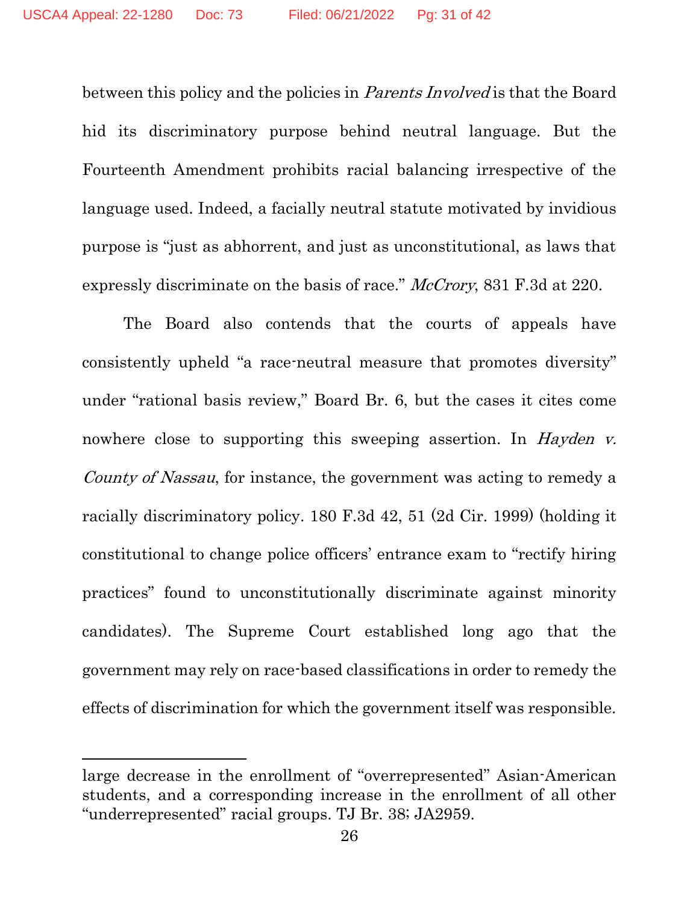between this policy and the policies in *Parents Involved* is that the Board hid its discriminatory purpose behind neutral language. But the Fourteenth Amendment prohibits racial balancing irrespective of the language used. Indeed, a facially neutral statute motivated by invidious purpose is "just as abhorrent, and just as unconstitutional, as laws that expressly discriminate on the basis of race." *McCrory*, 831 F.3d at 220.

The Board also contends that the courts of appeals have consistently upheld "a race-neutral measure that promotes diversity" under "rational basis review," Board Br. 6, but the cases it cites come nowhere close to supporting this sweeping assertion. In *Hayden v. County of Nassau*, for instance, the government was acting to remedy a racially discriminatory policy. 180 F.3d 42, 51 (2d Cir. 1999) (holding it constitutional to change police officers' entrance exam to "rectify hiring practices" found to unconstitutionally discriminate against minority candidates). The Supreme Court established long ago that the government may rely on race-based classifications in order to remedy the effects of discrimination for which the government itself was responsible.

---

large decrease in the enrollment of "overrepresented" Asian-American students, and a corresponding increase in the enrollment of all other "underrepresented" racial groups. TJ Br. 38; JA2959.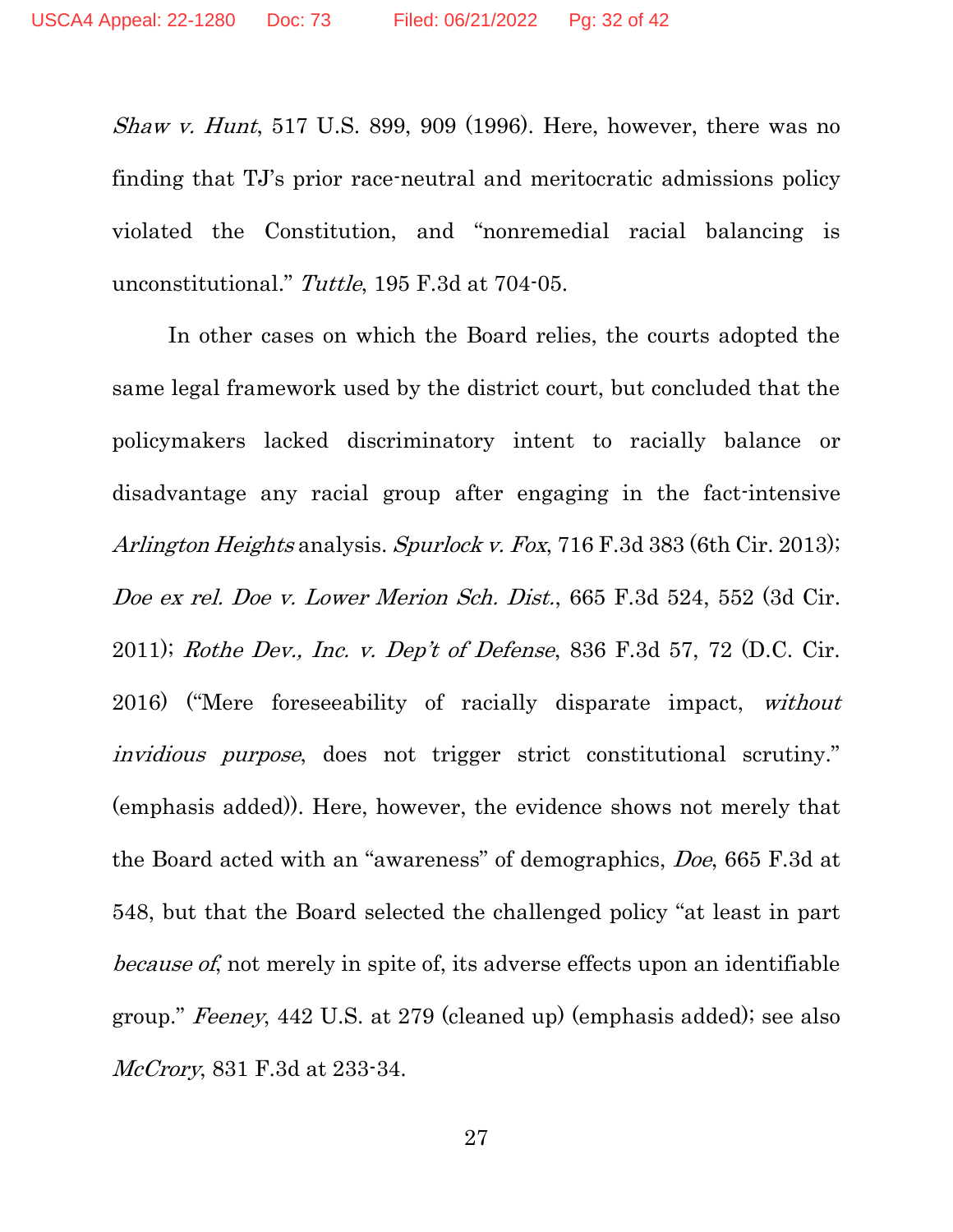*Shaw v. Hunt*, 517 U.S. 899, 909 (1996). Here, however, there was no finding that TJ's prior race-neutral and meritocratic admissions policy violated the Constitution, and "nonremedial racial balancing is unconstitutional." *Tuttle*, 195 F.3d at 704-05.

In other cases on which the Board relies, the courts adopted the same legal framework used by the district court, but concluded that the policymakers lacked discriminatory intent to racially balance or disadvantage any racial group after engaging in the fact-intensive *Arlington Heights* analysis. *Spurlock v. Fox*, 716 F.3d 383 (6th Cir. 2013); *Doe ex rel. Doe v. Lower Merion Sch. Dist.*, 665 F.3d 524, 552 (3d Cir. 2011); *Rothe Dev., Inc. v. Dep't of Defense*, 836 F.3d 57, 72 (D.C. Cir. 2016) ("Mere foreseeability of racially disparate impact, *without invidious purpose*, does not trigger strict constitutional scrutiny." (emphasis added)). Here, however, the evidence shows not merely that the Board acted with an "awareness" of demographics, *Doe*, 665 F.3d at 548, but that the Board selected the challenged policy "at least in part *because of*, not merely in spite of, its adverse effects upon an identifiable group." *Feeney*, 442 U.S. at 279 (cleaned up) (emphasis added); see also *McCrory*, 831 F.3d at 233-34.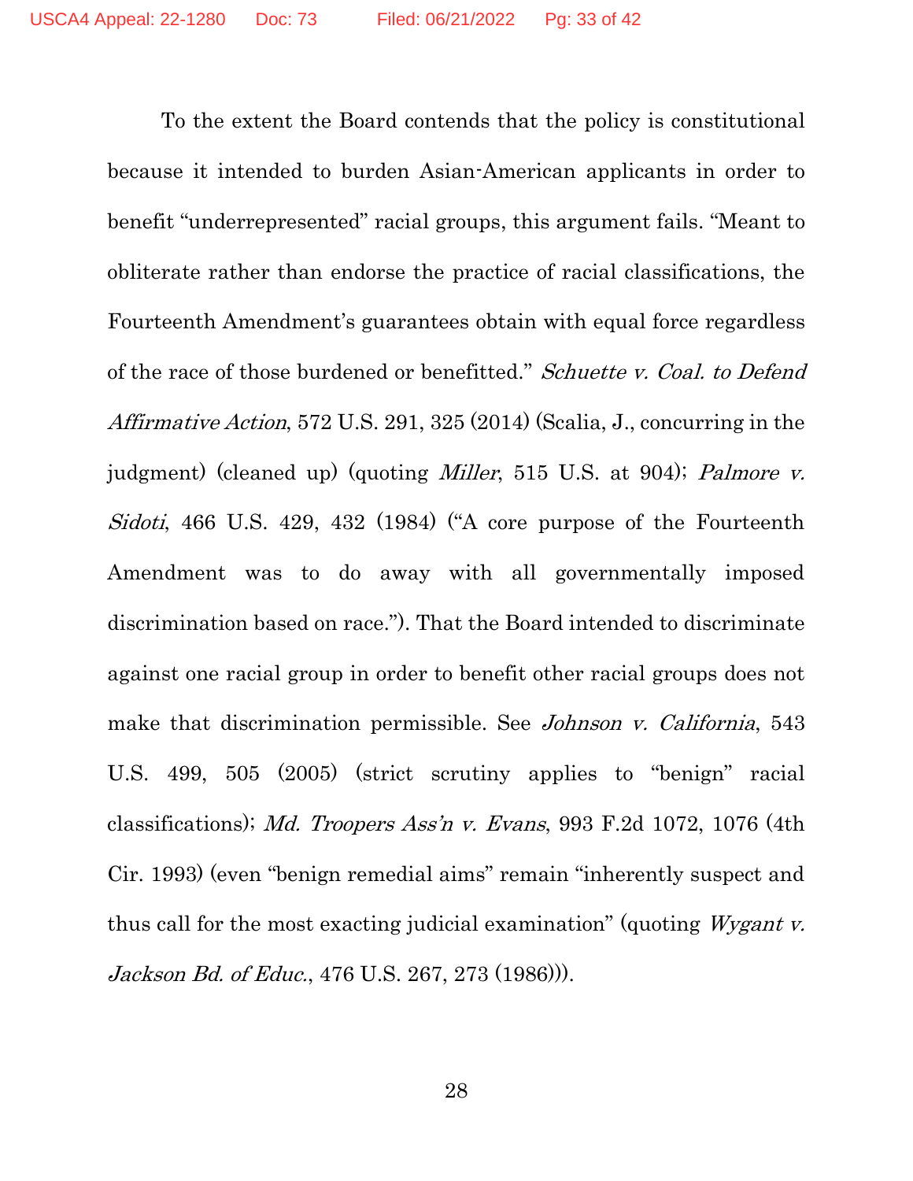To the extent the Board contends that the policy is constitutional because it intended to burden Asian-American applicants in order to benefit "underrepresented" racial groups, this argument fails. "Meant to obliterate rather than endorse the practice of racial classifications, the Fourteenth Amendment's guarantees obtain with equal force regardless of the race of those burdened or benefitted." *Schuette v. Coal. to Defend Affirmative Action*, 572 U.S. 291, 325 (2014) (Scalia, J., concurring in the judgment) (cleaned up) (quoting *Miller*, 515 U.S. at 904); *Palmore v. Sidoti*, 466 U.S. 429, 432 (1984) ("A core purpose of the Fourteenth Amendment was to do away with all governmentally imposed discrimination based on race."). That the Board intended to discriminate against one racial group in order to benefit other racial groups does not make that discrimination permissible. See *Johnson v. California*, 543 U.S. 499, 505 (2005) (strict scrutiny applies to "benign" racial classifications); *Md. Troopers Ass'n v. Evans*, 993 F.2d 1072, 1076 (4th Cir. 1993) (even "benign remedial aims" remain "inherently suspect and thus call for the most exacting judicial examination" (quoting *Wygant v. Jackson Bd. of Educ.*, 476 U.S. 267, 273 (1986))).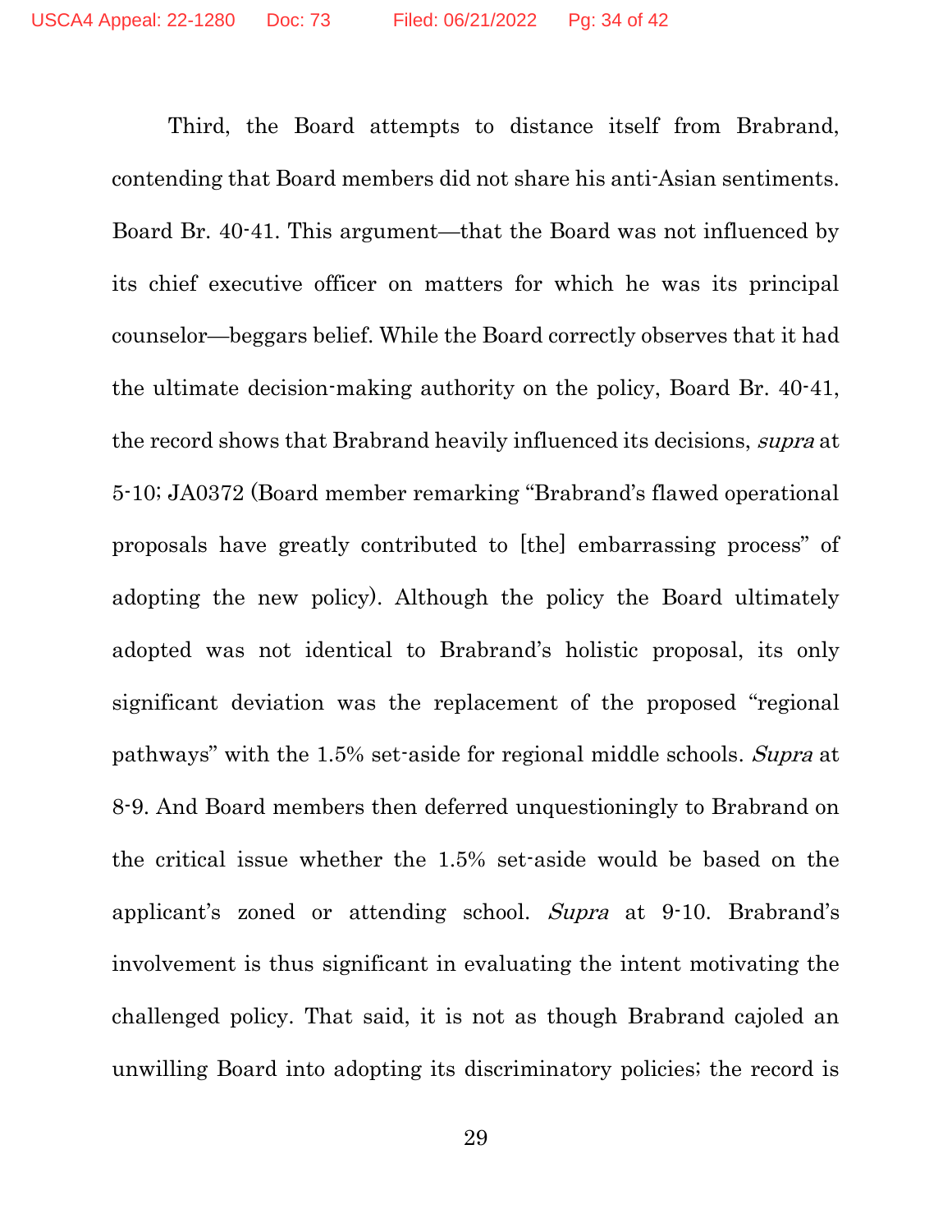Third, the Board attempts to distance itself from Brabrand, contending that Board members did not share his anti-Asian sentiments. Board Br. 40-41. This argument—that the Board was not influenced by its chief executive officer on matters for which he was its principal counselor—beggars belief. While the Board correctly observes that it had the ultimate decision-making authority on the policy, Board Br. 40-41, the record shows that Brabrand heavily influenced its decisions, *supra* at 5-10; JA0372 (Board member remarking "Brabrand's flawed operational proposals have greatly contributed to [the] embarrassing process" of adopting the new policy). Although the policy the Board ultimately adopted was not identical to Brabrand's holistic proposal, its only significant deviation was the replacement of the proposed "regional pathways" with the 1.5% set-aside for regional middle schools. *Supra* at 8-9. And Board members then deferred unquestioningly to Brabrand on the critical issue whether the 1.5% set-aside would be based on the applicant's zoned or attending school. *Supra* at 9-10. Brabrand's involvement is thus significant in evaluating the intent motivating the challenged policy. That said, it is not as though Brabrand cajoled an unwilling Board into adopting its discriminatory policies; the record is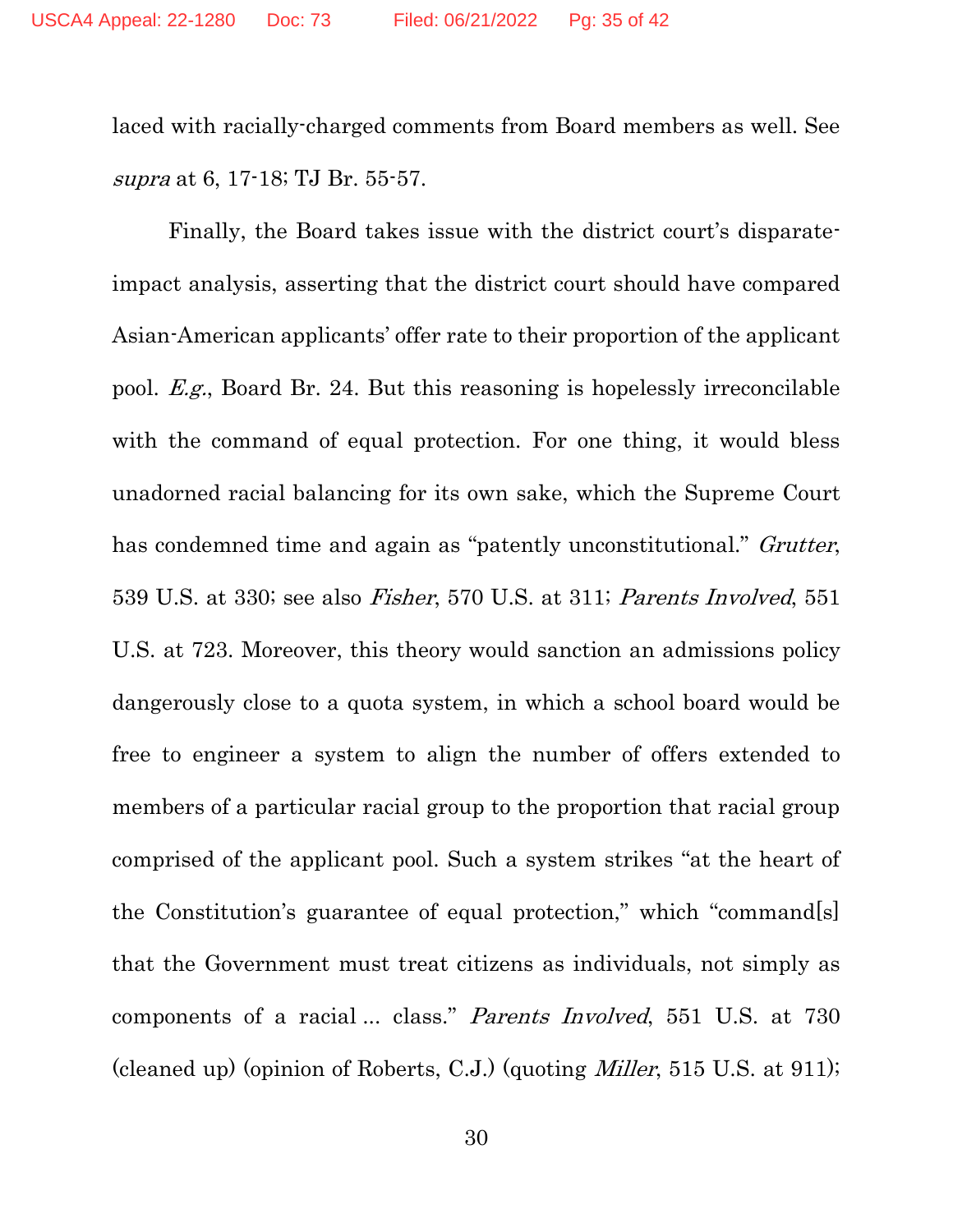laced with racially-charged comments from Board members as well. See *supra* at 6, 17-18; TJ Br. 55-57.

Finally, the Board takes issue with the district court's disparate-impact analysis, asserting that the district court should have compared Asian-American applicants' offer rate to their proportion of the applicant pool. *E.g.*, Board Br. 24. But this reasoning is hopelessly irreconcilable with the command of equal protection. For one thing, it would bless unadorned racial balancing for its own sake, which the Supreme Court has condemned time and again as "patently unconstitutional." *Grutter*, 539 U.S. at 330; see also *Fisher*, 570 U.S. at 311; *Parents Involved*, 551 U.S. at 723. Moreover, this theory would sanction an admissions policy dangerously close to a quota system, in which a school board would be free to engineer a system to align the number of offers extended to members of a particular racial group to the proportion that racial group comprised of the applicant pool. Such a system strikes "at the heart of the Constitution's guarantee of equal protection," which "command[s] that the Government must treat citizens as individuals, not simply as components of a racial ... class." *Parents Involved*, 551 U.S. at 730 (cleaned up) (opinion of Roberts, C.J.) (quoting *Miller*, 515 U.S. at 911);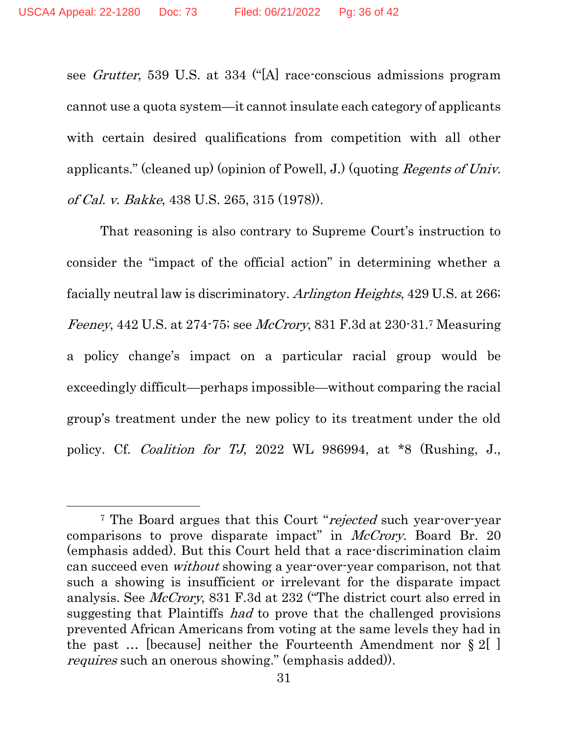see *Grutter*, 539 U.S. at 334 ("[A] race-conscious admissions program cannot use a quota system—it cannot insulate each category of applicants with certain desired qualifications from competition with all other applicants." (cleaned up) (opinion of Powell, J.) (quoting *Regents of Univ. of Cal. v. Bakke*, 438 U.S. 265, 315 (1978)).

That reasoning is also contrary to Supreme Court's instruction to consider the "impact of the official action" in determining whether a facially neutral law is discriminatory. *Arlington Heights*, 429 U.S. at 266; *Feeney*, 442 U.S. at 274-75; see *McCrory*, 831 F.3d at 230-31.[7] Measuring a policy change's impact on a particular racial group would be exceedingly difficult—perhaps impossible—without comparing the racial group's treatment under the new policy to its treatment under the old policy. Cf. *Coalition for TJ*, 2022 WL 986994, at *8 (Rushing, J.,

---

[7] The Board argues that this Court "*rejected* such year-over-year comparisons to prove disparate impact" in *McCrory*. Board Br. 20 (emphasis added). But this Court held that a race-discrimination claim can succeed even *without* showing a year-over-year comparison, not that such a showing is insufficient or irrelevant for the disparate impact analysis. See *McCrory*, 831 F.3d at 232 ("The district court also erred in suggesting that Plaintiffs *had* to prove that the challenged provisions prevented African Americans from voting at the same levels they had in the past … [because] neither the Fourteenth Amendment nor § 2[ ] *requires* such an onerous showing." (emphasis added)).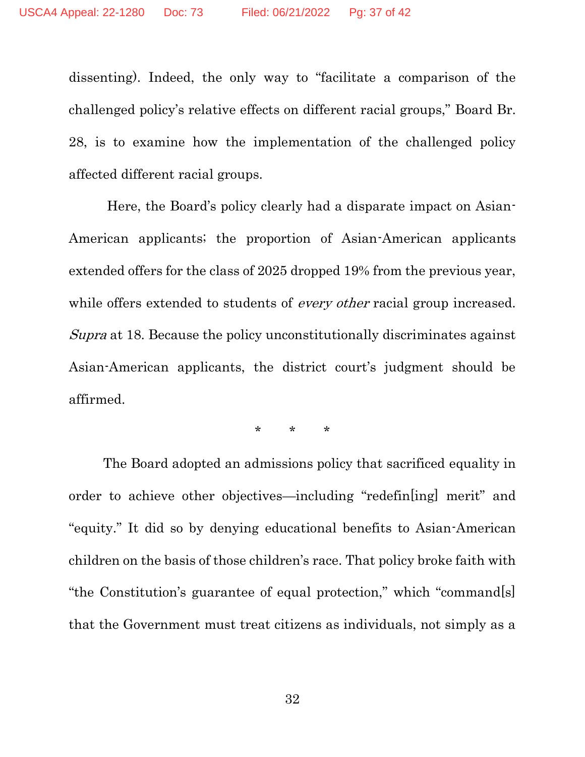dissenting). Indeed, the only way to "facilitate a comparison of the challenged policy's relative effects on different racial groups," Board Br. 28, is to examine how the implementation of the challenged policy affected different racial groups.

Here, the Board's policy clearly had a disparate impact on Asian-American applicants; the proportion of Asian-American applicants extended offers for the class of 2025 dropped 19% from the previous year, while offers extended to students of *every other* racial group increased. *Supra* at 18. Because the policy unconstitutionally discriminates against Asian-American applicants, the district court's judgment should be affirmed.

\* \* \*

The Board adopted an admissions policy that sacrificed equality in order to achieve other objectives—including "redefin[ing] merit" and "equity." It did so by denying educational benefits to Asian-American children on the basis of those children's race. That policy broke faith with "the Constitution's guarantee of equal protection," which "command[s] that the Government must treat citizens as individuals, not simply as a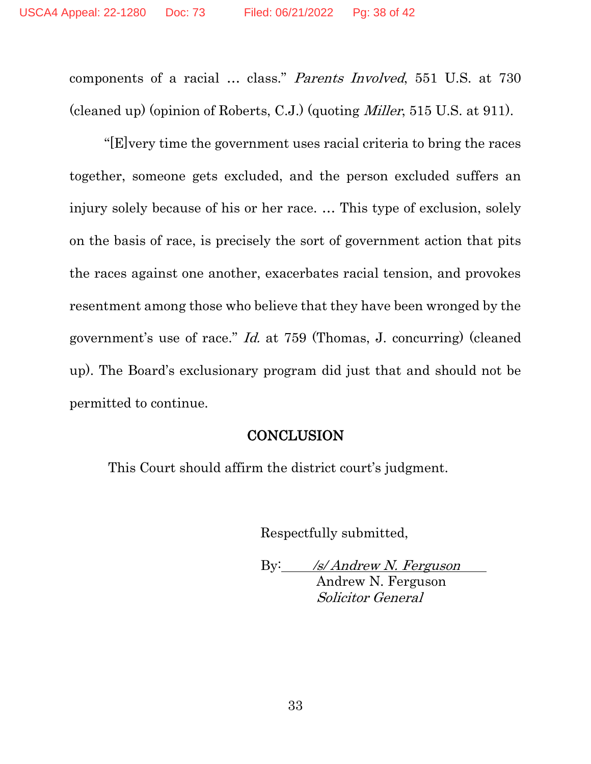components of a racial … class." *Parents Involved*, 551 U.S. at 730 (cleaned up) (opinion of Roberts, C.J.) (quoting *Miller*, 515 U.S. at 911).

"[E]very time the government uses racial criteria to bring the races together, someone gets excluded, and the person excluded suffers an injury solely because of his or her race. … This type of exclusion, solely on the basis of race, is precisely the sort of government action that pits the races against one another, exacerbates racial tension, and provokes resentment among those who believe that they have been wronged by the government's use of race." *Id.* at 759 (Thomas, J. concurring) (cleaned up). The Board's exclusionary program did just that and should not be permitted to continue.

## CONCLUSION

This Court should affirm the district court's judgment.

Respectfully submitted,

By: */s/ Andrew N. Ferguson*
Andrew N. Ferguson
*Solicitor General*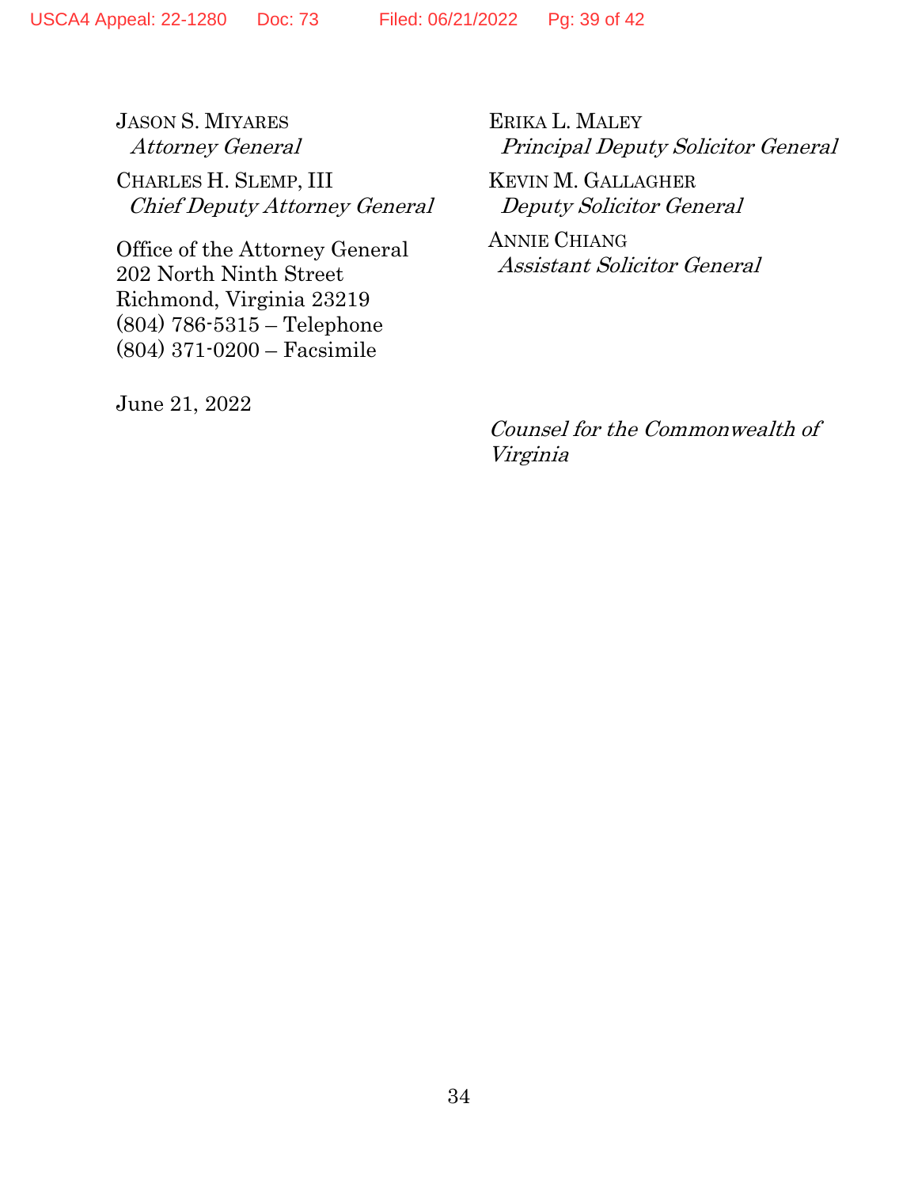JASON S. MIYARES
*Attorney General*

CHARLES H. SLEMP, III
*Chief Deputy Attorney General*

Office of the Attorney General
202 North Ninth Street
Richmond, Virginia 23219
(804) 786-5315 – Telephone
(804) 371-0200 – Facsimile

June 21, 2022

ERIKA L. MALEY
*Principal Deputy Solicitor General*

KEVIN M. GALLAGHER
*Deputy Solicitor General*

ANNIE CHIANG
*Assistant Solicitor General*

*Counsel for the Commonwealth of Virginia*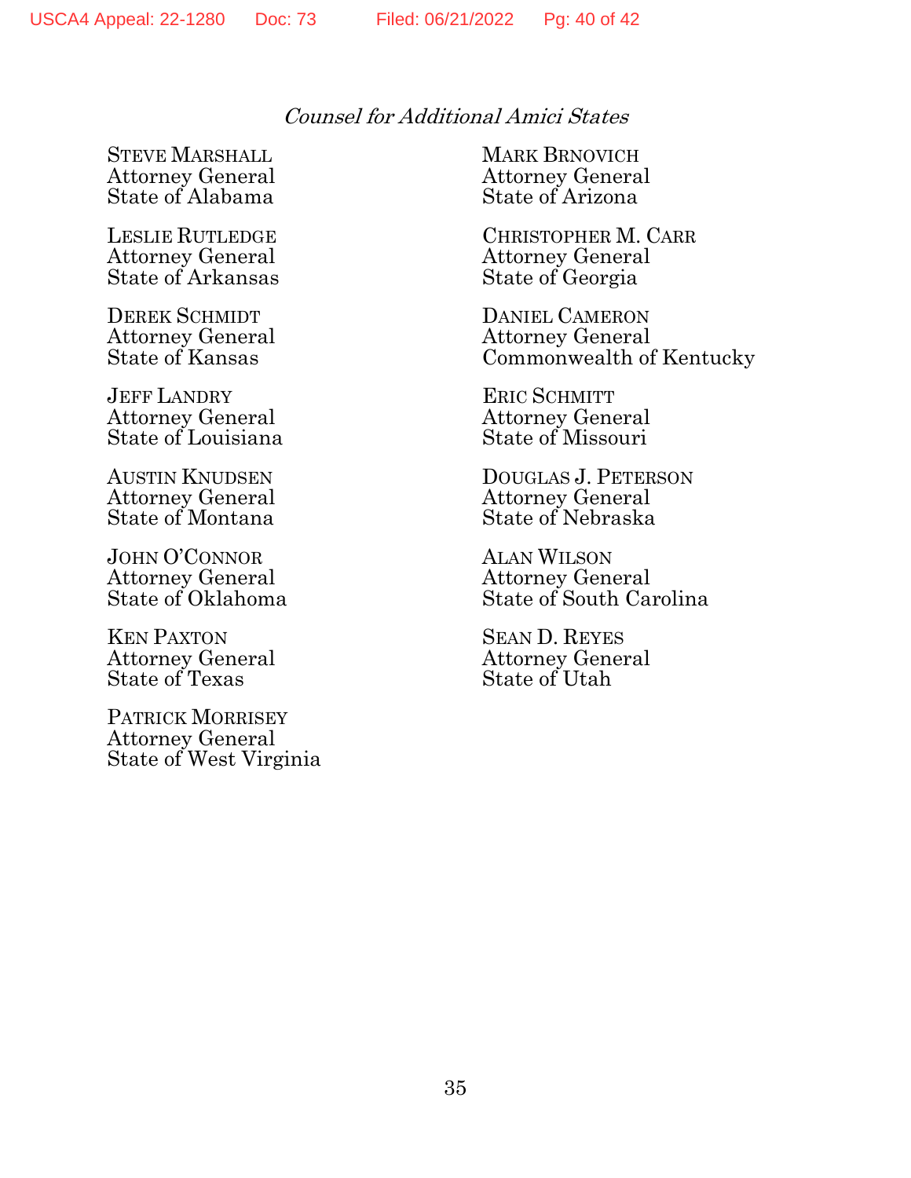*Counsel for Additional Amici States*

STEVE MARSHALL
Attorney General
State of Alabama

MARK BRNOVICH
Attorney General
State of Arizona

LESLIE RUTLEDGE
Attorney General
State of Arkansas

CHRISTOPHER M. CARR
Attorney General
State of Georgia

DEREK SCHMIDT
Attorney General
State of Kansas

DANIEL CAMERON
Attorney General
Commonwealth of Kentucky

JEFF LANDRY
Attorney General
State of Louisiana

ERIC SCHMITT
Attorney General
State of Missouri

AUSTIN KNUDSEN
Attorney General
State of Montana

DOUGLAS J. PETERSON
Attorney General
State of Nebraska

JOHN O'CONNOR
Attorney General
State of Oklahoma

ALAN WILSON
Attorney General
State of South Carolina

KEN PAXTON
Attorney General
State of Texas

SEAN D. REYES
Attorney General
State of Utah

PATRICK MORRISEY
Attorney General
State of West Virginia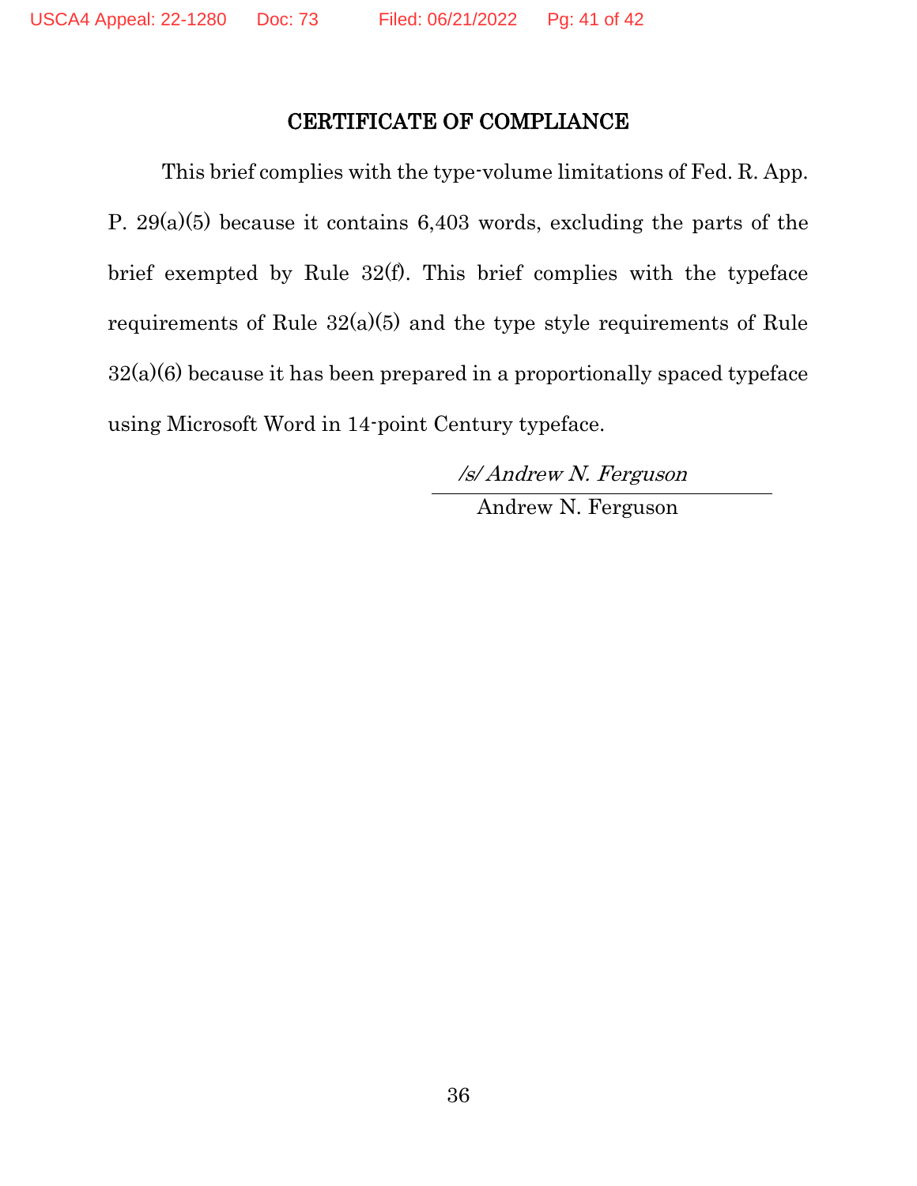## CERTIFICATE OF COMPLIANCE

This brief complies with the type-volume limitations of Fed. R. App. P. 29(a)(5) because it contains 6,403 words, excluding the parts of the brief exempted by Rule 32(f). This brief complies with the typeface requirements of Rule 32(a)(5) and the type style requirements of Rule 32(a)(6) because it has been prepared in a proportionally spaced typeface using Microsoft Word in 14-point Century typeface.

*/s/ Andrew N. Ferguson*
Andrew N. Ferguson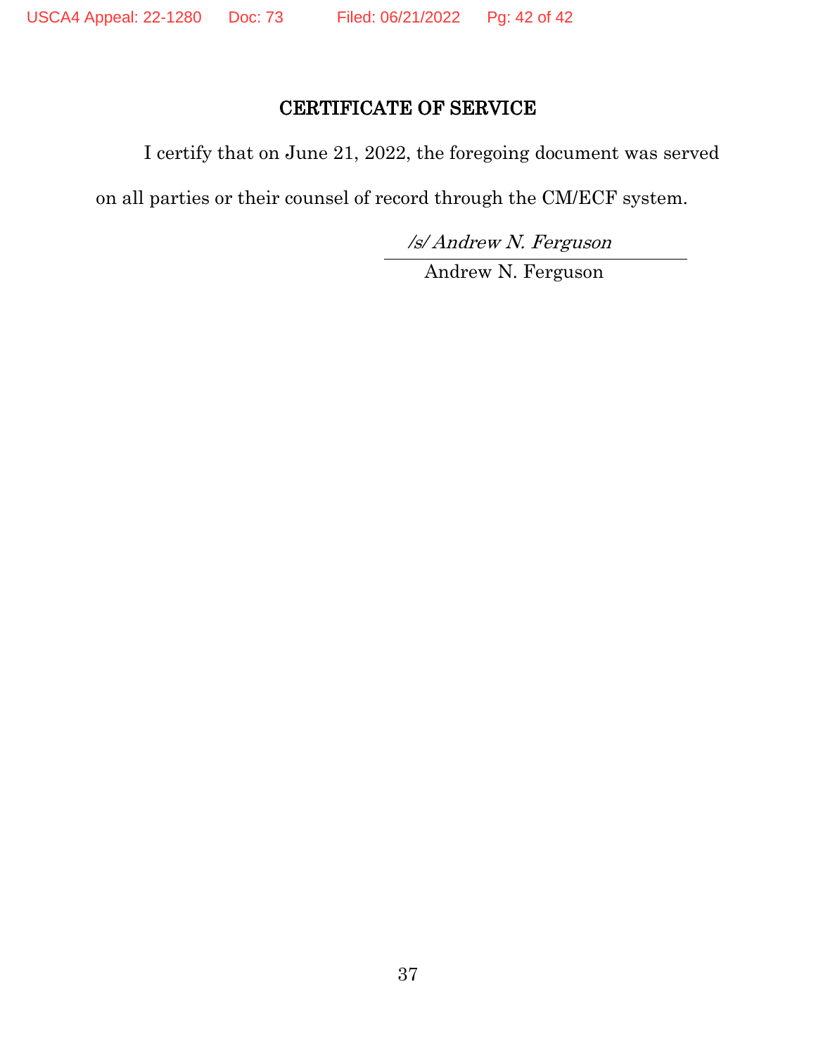## CERTIFICATE OF SERVICE

I certify that on June 21, 2022, the foregoing document was served on all parties or their counsel of record through the CM/ECF system.

*/s/ Andrew N. Ferguson*
Andrew N. Ferguson